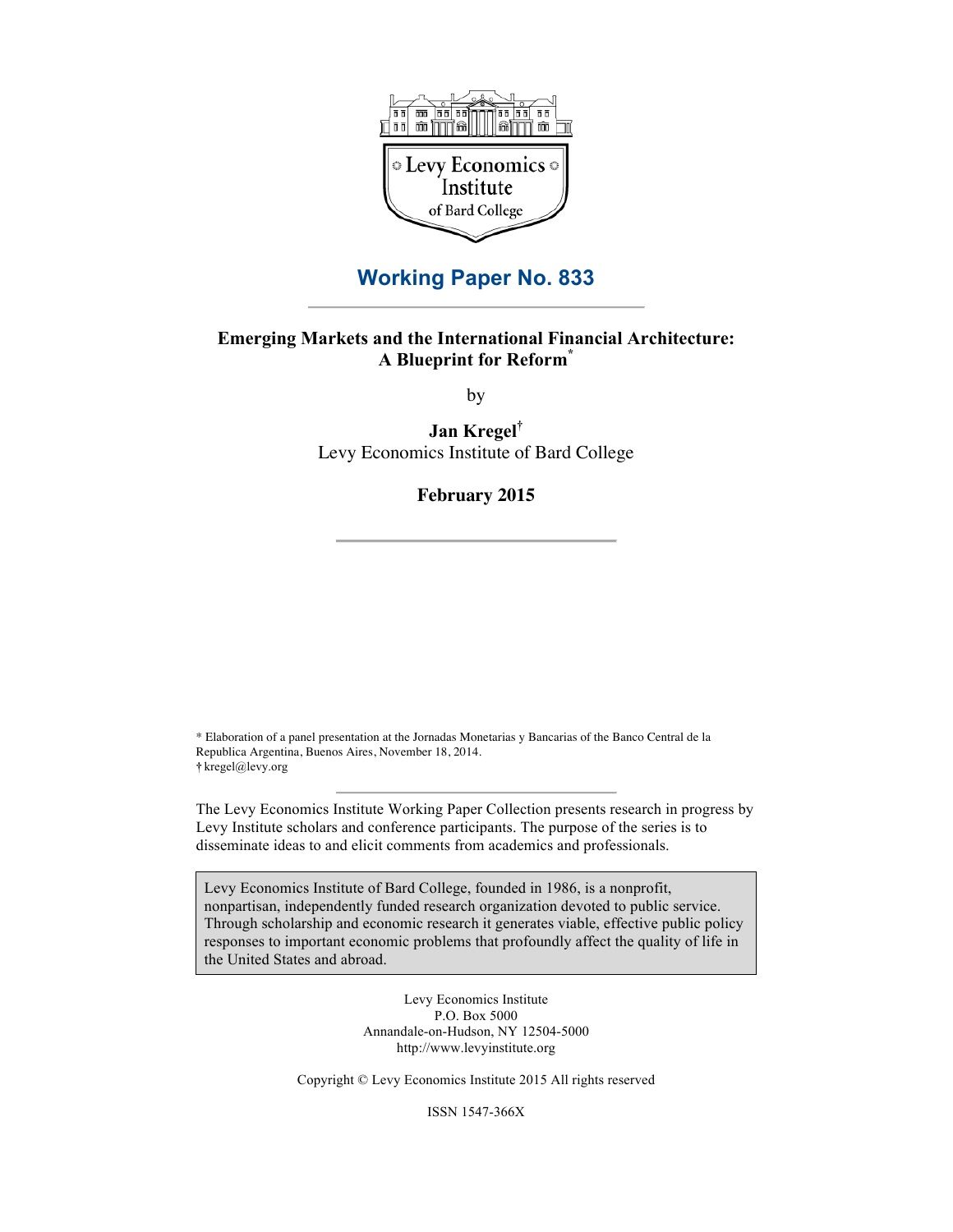Levy Economics Institute of Bard College

## Working Paper No. 833

# Emerging Markets and the International Financial Architecture: A Blueprint for Reform[*]

by

**Jan Kregel**[†]
Levy Economics Institute of Bard College

**February 2015**

[*] Elaboration of a panel presentation at the Jornadas Monetarias y Bancarias of the Banco Central de la Republica Argentina, Buenos Aires, November 18, 2014.
[†] kregel@levy.org

The Levy Economics Institute Working Paper Collection presents research in progress by Levy Institute scholars and conference participants. The purpose of the series is to disseminate ideas to and elicit comments from academics and professionals.

Levy Economics Institute of Bard College, founded in 1986, is a nonprofit, nonpartisan, independently funded research organization devoted to public service. Through scholarship and economic research it generates viable, effective public policy responses to important economic problems that profoundly affect the quality of life in the United States and abroad.

Levy Economics Institute
P.O. Box 5000
Annandale-on-Hudson, NY 12504-5000
http://www.levyinstitute.org

Copyright © Levy Economics Institute 2015 All rights reserved

ISSN 1547-366X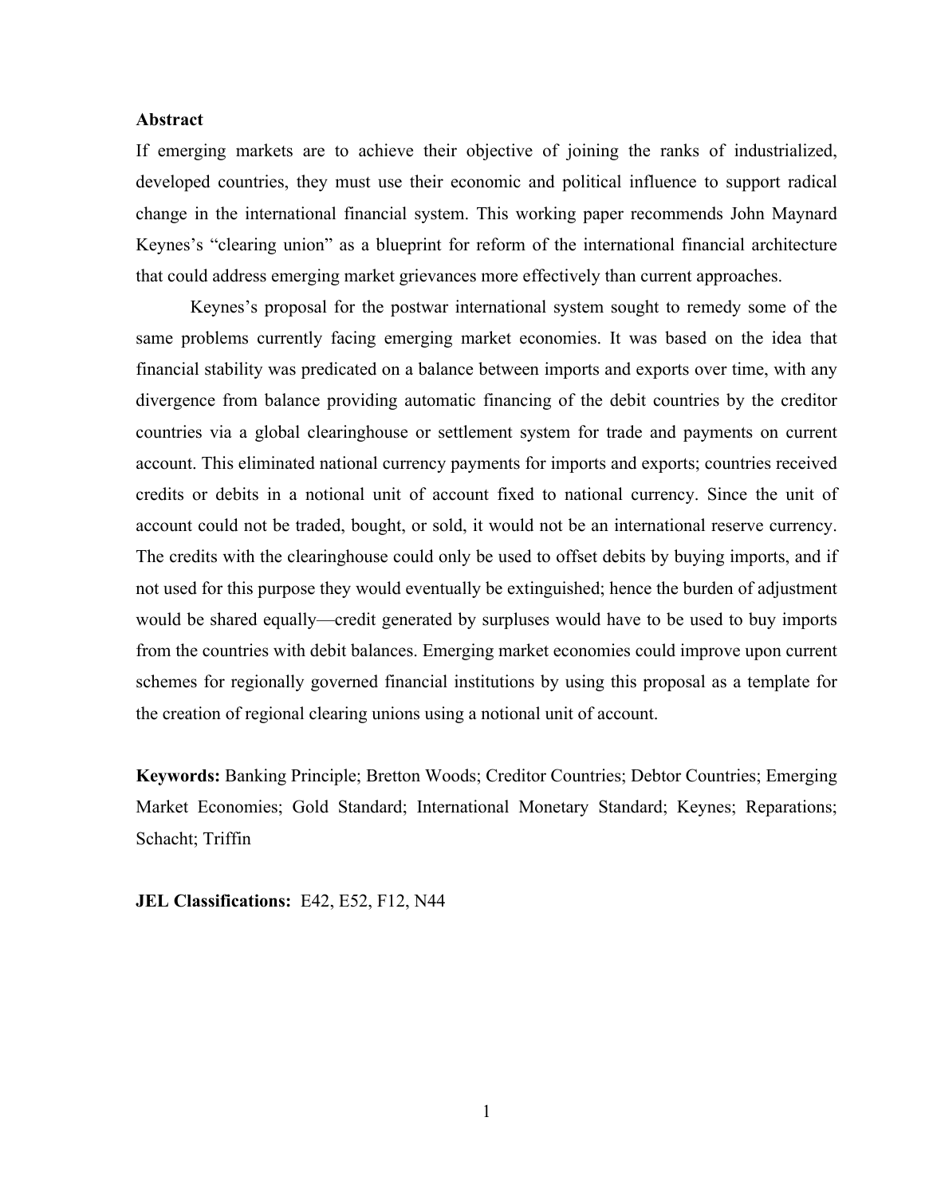**Abstract**

If emerging markets are to achieve their objective of joining the ranks of industrialized, developed countries, they must use their economic and political influence to support radical change in the international financial system. This working paper recommends John Maynard Keynes's "clearing union" as a blueprint for reform of the international financial architecture that could address emerging market grievances more effectively than current approaches.

Keynes's proposal for the postwar international system sought to remedy some of the same problems currently facing emerging market economies. It was based on the idea that financial stability was predicated on a balance between imports and exports over time, with any divergence from balance providing automatic financing of the debit countries by the creditor countries via a global clearinghouse or settlement system for trade and payments on current account. This eliminated national currency payments for imports and exports; countries received credits or debits in a notional unit of account fixed to national currency. Since the unit of account could not be traded, bought, or sold, it would not be an international reserve currency. The credits with the clearinghouse could only be used to offset debits by buying imports, and if not used for this purpose they would eventually be extinguished; hence the burden of adjustment would be shared equally—credit generated by surpluses would have to be used to buy imports from the countries with debit balances. Emerging market economies could improve upon current schemes for regionally governed financial institutions by using this proposal as a template for the creation of regional clearing unions using a notional unit of account.

**Keywords:** Banking Principle; Bretton Woods; Creditor Countries; Debtor Countries; Emerging Market Economies; Gold Standard; International Monetary Standard; Keynes; Reparations; Schacht; Triffin

**JEL Classifications:** E42, E52, F12, N44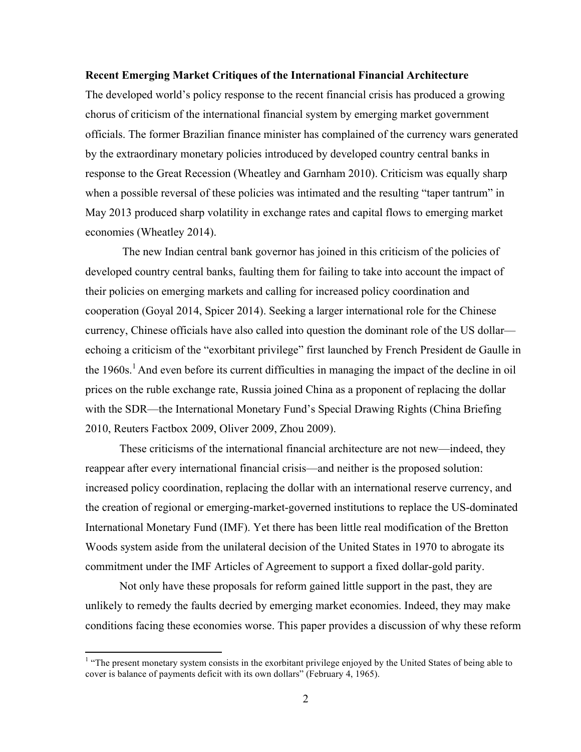**Recent Emerging Market Critiques of the International Financial Architecture**

The developed world's policy response to the recent financial crisis has produced a growing chorus of criticism of the international financial system by emerging market government officials. The former Brazilian finance minister has complained of the currency wars generated by the extraordinary monetary policies introduced by developed country central banks in response to the Great Recession (Wheatley and Garnham 2010). Criticism was equally sharp when a possible reversal of these policies was intimated and the resulting "taper tantrum" in May 2013 produced sharp volatility in exchange rates and capital flows to emerging market economies (Wheatley 2014).

The new Indian central bank governor has joined in this criticism of the policies of developed country central banks, faulting them for failing to take into account the impact of their policies on emerging markets and calling for increased policy coordination and cooperation (Goyal 2014, Spicer 2014). Seeking a larger international role for the Chinese currency, Chinese officials have also called into question the dominant role of the US dollar—echoing a criticism of the "exorbitant privilege" first launched by French President de Gaulle in the 1960s.[1] And even before its current difficulties in managing the impact of the decline in oil prices on the ruble exchange rate, Russia joined China as a proponent of replacing the dollar with the SDR—the International Monetary Fund's Special Drawing Rights (China Briefing 2010, Reuters Factbox 2009, Oliver 2009, Zhou 2009).

These criticisms of the international financial architecture are not new—indeed, they reappear after every international financial crisis—and neither is the proposed solution: increased policy coordination, replacing the dollar with an international reserve currency, and the creation of regional or emerging-market-governed institutions to replace the US-dominated International Monetary Fund (IMF). Yet there has been little real modification of the Bretton Woods system aside from the unilateral decision of the United States in 1970 to abrogate its commitment under the IMF Articles of Agreement to support a fixed dollar-gold parity.

Not only have these proposals for reform gained little support in the past, they are unlikely to remedy the faults decried by emerging market economies. Indeed, they may make conditions facing these economies worse. This paper provides a discussion of why these reform

[1] "The present monetary system consists in the exorbitant privilege enjoyed by the United States of being able to cover is balance of payments deficit with its own dollars" (February 4, 1965).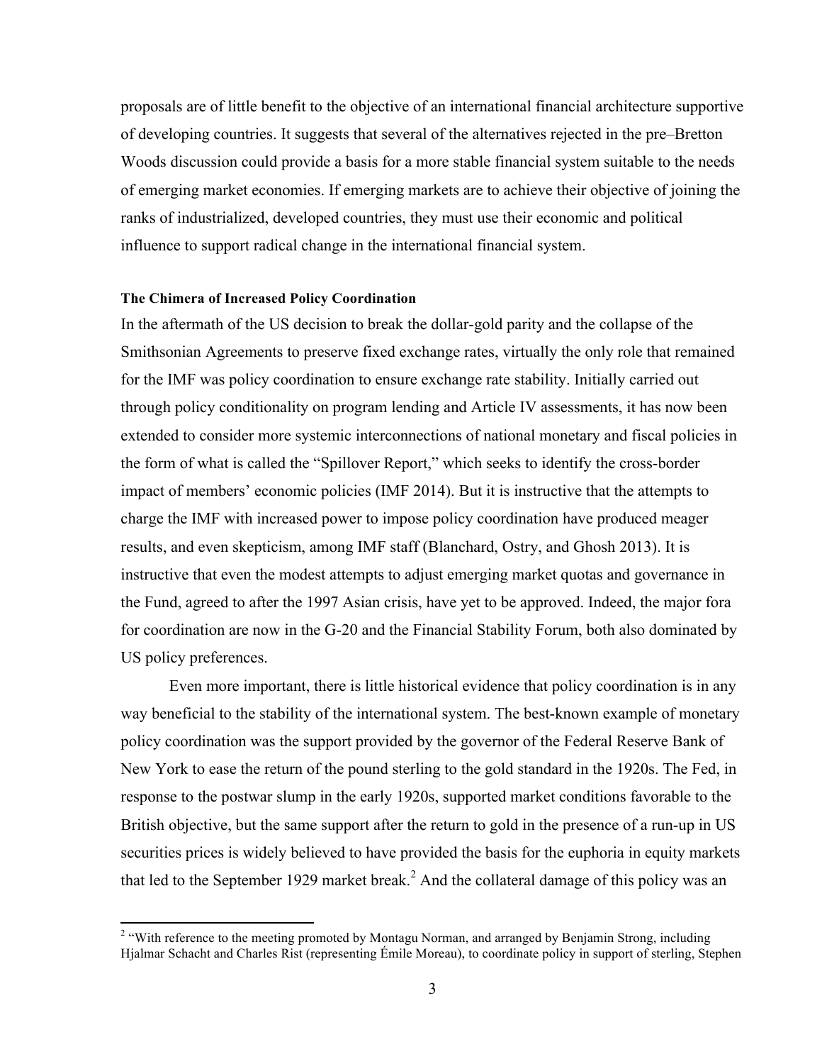proposals are of little benefit to the objective of an international financial architecture supportive of developing countries. It suggests that several of the alternatives rejected in the pre–Bretton Woods discussion could provide a basis for a more stable financial system suitable to the needs of emerging market economies. If emerging markets are to achieve their objective of joining the ranks of industrialized, developed countries, they must use their economic and political influence to support radical change in the international financial system.

#### The Chimera of Increased Policy Coordination

In the aftermath of the US decision to break the dollar-gold parity and the collapse of the Smithsonian Agreements to preserve fixed exchange rates, virtually the only role that remained for the IMF was policy coordination to ensure exchange rate stability. Initially carried out through policy conditionality on program lending and Article IV assessments, it has now been extended to consider more systemic interconnections of national monetary and fiscal policies in the form of what is called the "Spillover Report," which seeks to identify the cross-border impact of members' economic policies (IMF 2014). But it is instructive that the attempts to charge the IMF with increased power to impose policy coordination have produced meager results, and even skepticism, among IMF staff (Blanchard, Ostry, and Ghosh 2013). It is instructive that even the modest attempts to adjust emerging market quotas and governance in the Fund, agreed to after the 1997 Asian crisis, have yet to be approved. Indeed, the major fora for coordination are now in the G-20 and the Financial Stability Forum, both also dominated by US policy preferences.

Even more important, there is little historical evidence that policy coordination is in any way beneficial to the stability of the international system. The best-known example of monetary policy coordination was the support provided by the governor of the Federal Reserve Bank of New York to ease the return of the pound sterling to the gold standard in the 1920s. The Fed, in response to the postwar slump in the early 1920s, supported market conditions favorable to the British objective, but the same support after the return to gold in the presence of a run-up in US securities prices is widely believed to have provided the basis for the euphoria in equity markets that led to the September 1929 market break.[2] And the collateral damage of this policy was an

[2] "With reference to the meeting promoted by Montagu Norman, and arranged by Benjamin Strong, including Hjalmar Schacht and Charles Rist (representing Émile Moreau), to coordinate policy in support of sterling, Stephen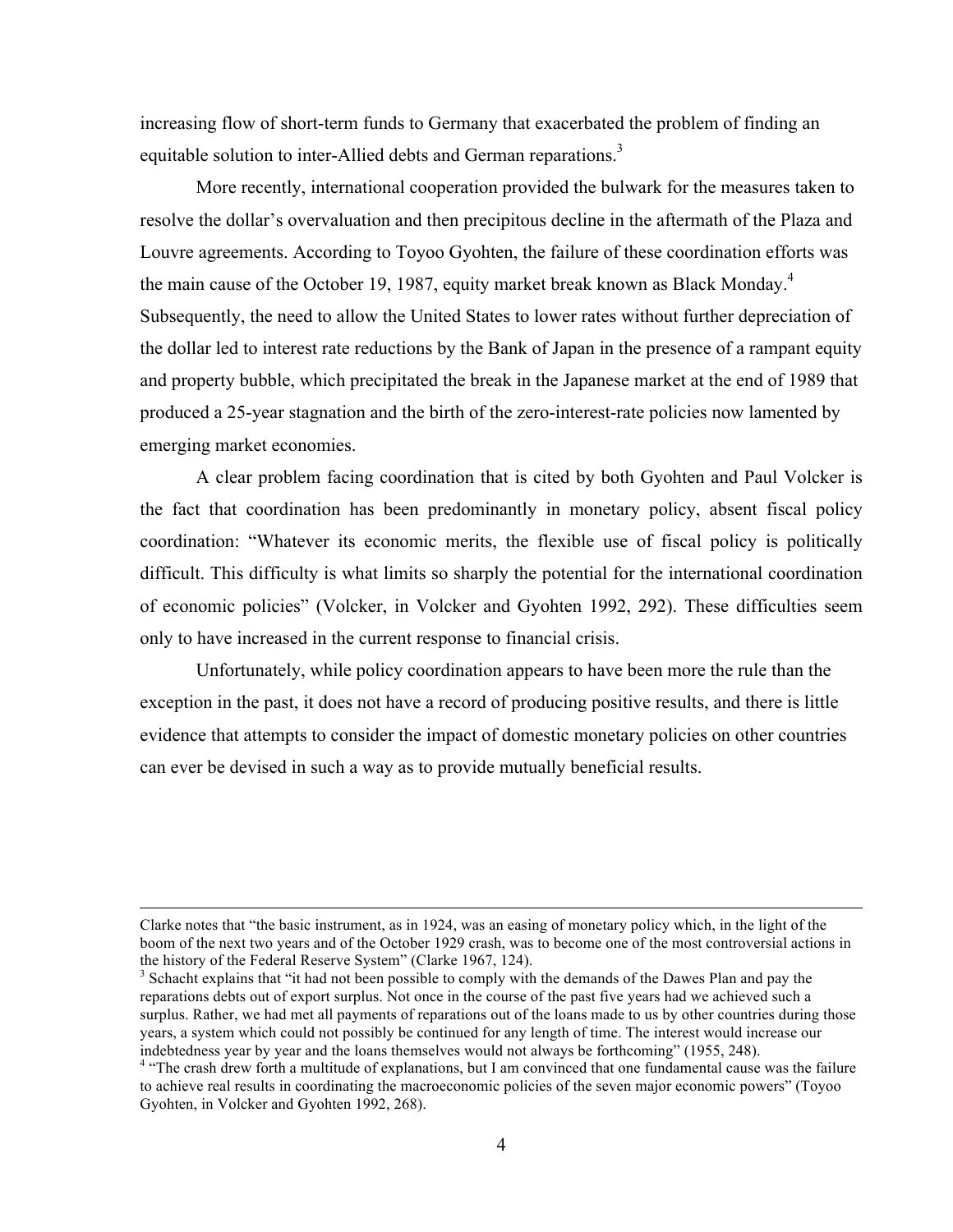increasing flow of short-term funds to Germany that exacerbated the problem of finding an equitable solution to inter-Allied debts and German reparations.[3]

More recently, international cooperation provided the bulwark for the measures taken to resolve the dollar's overvaluation and then precipitous decline in the aftermath of the Plaza and Louvre agreements. According to Toyoo Gyohten, the failure of these coordination efforts was the main cause of the October 19, 1987, equity market break known as Black Monday.[4] Subsequently, the need to allow the United States to lower rates without further depreciation of the dollar led to interest rate reductions by the Bank of Japan in the presence of a rampant equity and property bubble, which precipitated the break in the Japanese market at the end of 1989 that produced a 25-year stagnation and the birth of the zero-interest-rate policies now lamented by emerging market economies.

A clear problem facing coordination that is cited by both Gyohten and Paul Volcker is the fact that coordination has been predominantly in monetary policy, absent fiscal policy coordination: "Whatever its economic merits, the flexible use of fiscal policy is politically difficult. This difficulty is what limits so sharply the potential for the international coordination of economic policies" (Volcker, in Volcker and Gyohten 1992, 292). These difficulties seem only to have increased in the current response to financial crisis.

Unfortunately, while policy coordination appears to have been more the rule than the exception in the past, it does not have a record of producing positive results, and there is little evidence that attempts to consider the impact of domestic monetary policies on other countries can ever be devised in such a way as to provide mutually beneficial results.

---

Clarke notes that "the basic instrument, as in 1924, was an easing of monetary policy which, in the light of the boom of the next two years and of the October 1929 crash, was to become one of the most controversial actions in the history of the Federal Reserve System" (Clarke 1967, 124).

[3] Schacht explains that "it had not been possible to comply with the demands of the Dawes Plan and pay the reparations debts out of export surplus. Not once in the course of the past five years had we achieved such a surplus. Rather, we had met all payments of reparations out of the loans made to us by other countries during those years, a system which could not possibly be continued for any length of time. The interest would increase our indebtedness year by year and the loans themselves would not always be forthcoming" (1955, 248).

[4] "The crash drew forth a multitude of explanations, but I am convinced that one fundamental cause was the failure to achieve real results in coordinating the macroeconomic policies of the seven major economic powers" (Toyoo Gyohten, in Volcker and Gyohten 1992, 268).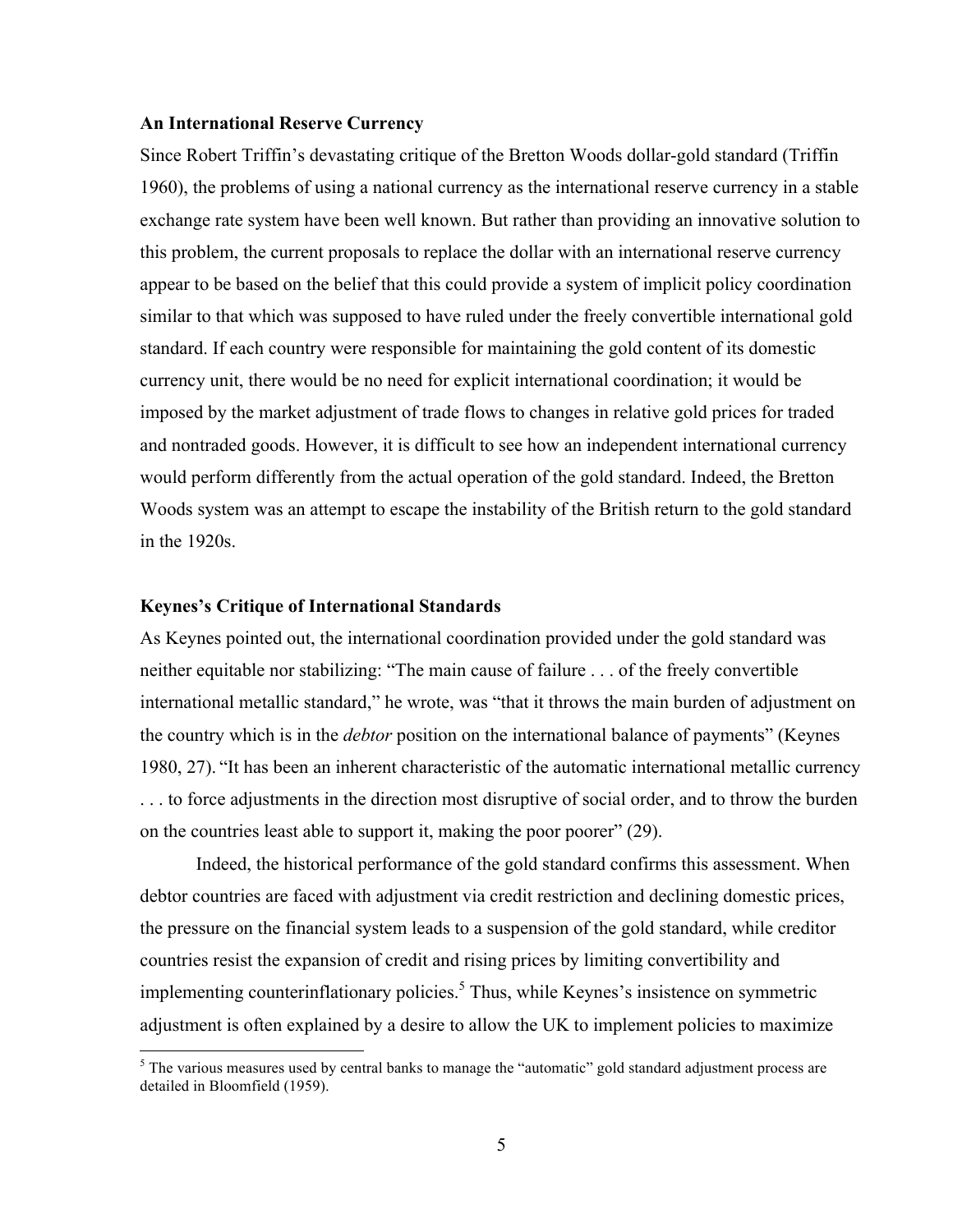## An International Reserve Currency

Since Robert Triffin's devastating critique of the Bretton Woods dollar-gold standard (Triffin 1960), the problems of using a national currency as the international reserve currency in a stable exchange rate system have been well known. But rather than providing an innovative solution to this problem, the current proposals to replace the dollar with an international reserve currency appear to be based on the belief that this could provide a system of implicit policy coordination similar to that which was supposed to have ruled under the freely convertible international gold standard. If each country were responsible for maintaining the gold content of its domestic currency unit, there would be no need for explicit international coordination; it would be imposed by the market adjustment of trade flows to changes in relative gold prices for traded and nontraded goods. However, it is difficult to see how an independent international currency would perform differently from the actual operation of the gold standard. Indeed, the Bretton Woods system was an attempt to escape the instability of the British return to the gold standard in the 1920s.

## Keynes's Critique of International Standards

As Keynes pointed out, the international coordination provided under the gold standard was neither equitable nor stabilizing: "The main cause of failure . . . of the freely convertible international metallic standard," he wrote, was "that it throws the main burden of adjustment on the country which is in the *debtor* position on the international balance of payments" (Keynes 1980, 27). "It has been an inherent characteristic of the automatic international metallic currency . . . to force adjustments in the direction most disruptive of social order, and to throw the burden on the countries least able to support it, making the poor poorer" (29).

Indeed, the historical performance of the gold standard confirms this assessment. When debtor countries are faced with adjustment via credit restriction and declining domestic prices, the pressure on the financial system leads to a suspension of the gold standard, while creditor countries resist the expansion of credit and rising prices by limiting convertibility and implementing counterinflationary policies.[5] Thus, while Keynes's insistence on symmetric adjustment is often explained by a desire to allow the UK to implement policies to maximize

[5] The various measures used by central banks to manage the "automatic" gold standard adjustment process are detailed in Bloomfield (1959).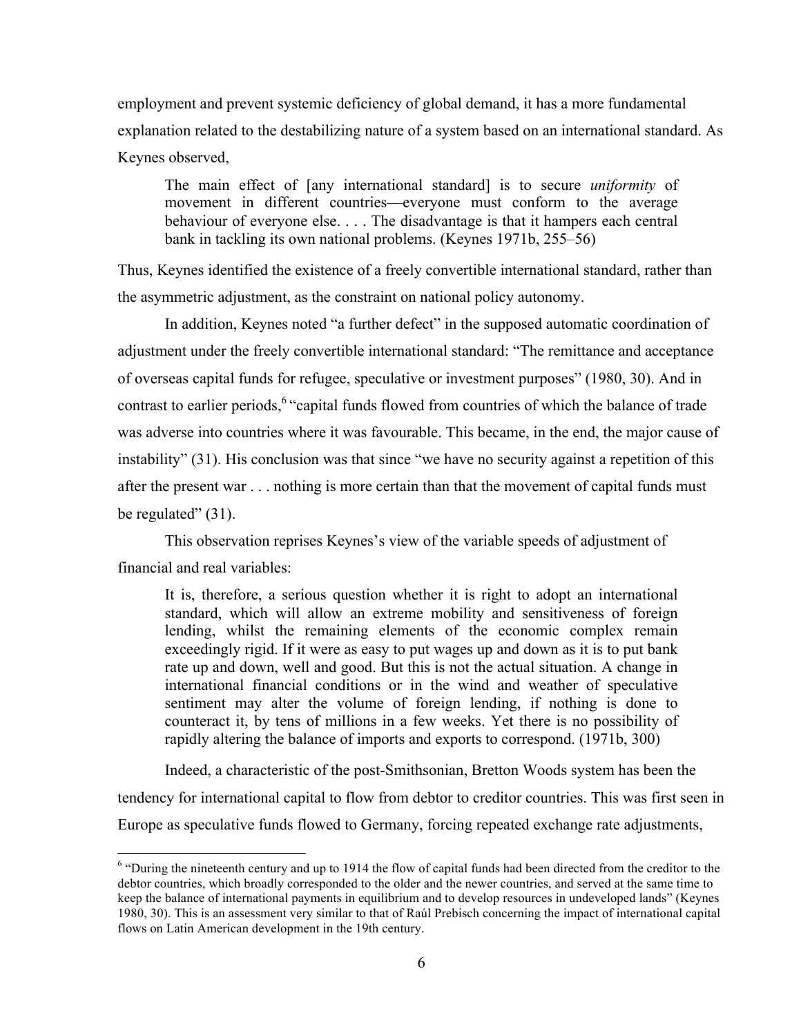employment and prevent systemic deficiency of global demand, it has a more fundamental explanation related to the destabilizing nature of a system based on an international standard. As Keynes observed,

> The main effect of [any international standard] is to secure *uniformity* of movement in different countries—everyone must conform to the average behaviour of everyone else. . . . The disadvantage is that it hampers each central bank in tackling its own national problems. (Keynes 1971b, 255–56)

Thus, Keynes identified the existence of a freely convertible international standard, rather than the asymmetric adjustment, as the constraint on national policy autonomy.

In addition, Keynes noted "a further defect" in the supposed automatic coordination of adjustment under the freely convertible international standard: "The remittance and acceptance of overseas capital funds for refugee, speculative or investment purposes" (1980, 30). And in contrast to earlier periods,[6] "capital funds flowed from countries of which the balance of trade was adverse into countries where it was favourable. This became, in the end, the major cause of instability" (31). His conclusion was that since "we have no security against a repetition of this after the present war . . . nothing is more certain than that the movement of capital funds must be regulated" (31).

This observation reprises Keynes's view of the variable speeds of adjustment of financial and real variables:

> It is, therefore, a serious question whether it is right to adopt an international standard, which will allow an extreme mobility and sensitiveness of foreign lending, whilst the remaining elements of the economic complex remain exceedingly rigid. If it were as easy to put wages up and down as it is to put bank rate up and down, well and good. But this is not the actual situation. A change in international financial conditions or in the wind and weather of speculative sentiment may alter the volume of foreign lending, if nothing is done to counteract it, by tens of millions in a few weeks. Yet there is no possibility of rapidly altering the balance of imports and exports to correspond. (1971b, 300)

Indeed, a characteristic of the post-Smithsonian, Bretton Woods system has been the tendency for international capital to flow from debtor to creditor countries. This was first seen in Europe as speculative funds flowed to Germany, forcing repeated exchange rate adjustments,

---

[6] "During the nineteenth century and up to 1914 the flow of capital funds had been directed from the creditor to the debtor countries, which broadly corresponded to the older and the newer countries, and served at the same time to keep the balance of international payments in equilibrium and to develop resources in undeveloped lands" (Keynes 1980, 30). This is an assessment very similar to that of Raúl Prebisch concerning the impact of international capital flows on Latin American development in the 19th century.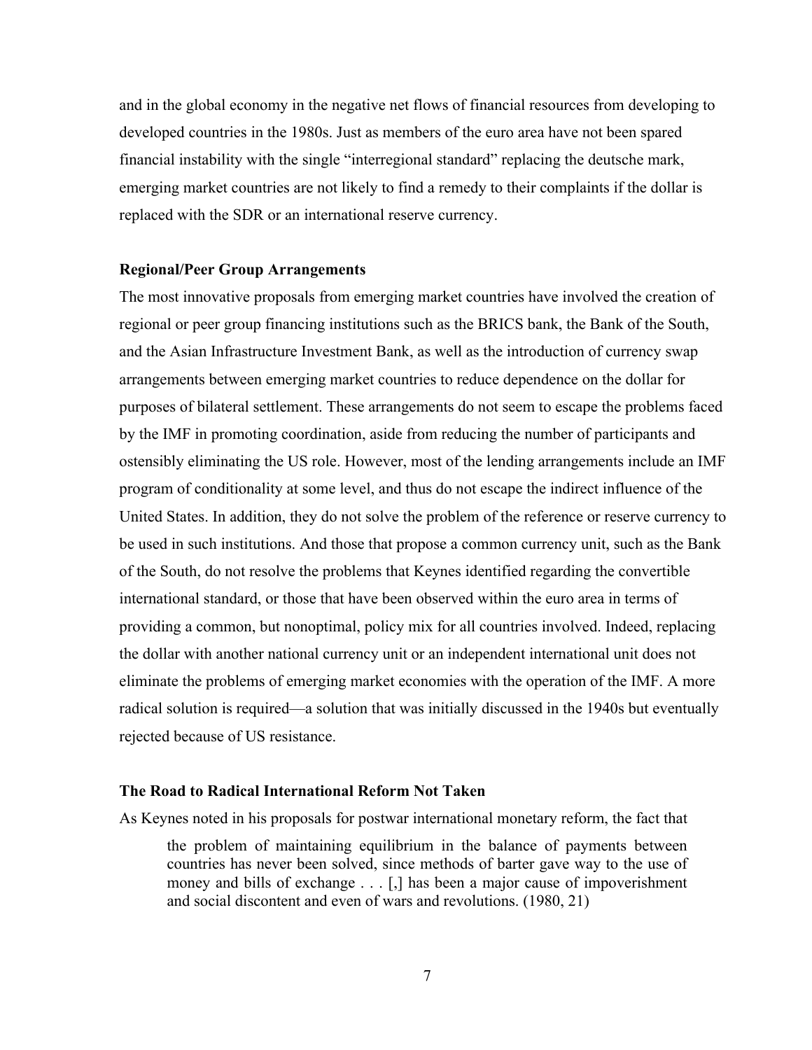and in the global economy in the negative net flows of financial resources from developing to developed countries in the 1980s. Just as members of the euro area have not been spared financial instability with the single "interregional standard" replacing the deutsche mark, emerging market countries are not likely to find a remedy to their complaints if the dollar is replaced with the SDR or an international reserve currency.

### Regional/Peer Group Arrangements

The most innovative proposals from emerging market countries have involved the creation of regional or peer group financing institutions such as the BRICS bank, the Bank of the South, and the Asian Infrastructure Investment Bank, as well as the introduction of currency swap arrangements between emerging market countries to reduce dependence on the dollar for purposes of bilateral settlement. These arrangements do not seem to escape the problems faced by the IMF in promoting coordination, aside from reducing the number of participants and ostensibly eliminating the US role. However, most of the lending arrangements include an IMF program of conditionality at some level, and thus do not escape the indirect influence of the United States. In addition, they do not solve the problem of the reference or reserve currency to be used in such institutions. And those that propose a common currency unit, such as the Bank of the South, do not resolve the problems that Keynes identified regarding the convertible international standard, or those that have been observed within the euro area in terms of providing a common, but nonoptimal, policy mix for all countries involved. Indeed, replacing the dollar with another national currency unit or an independent international unit does not eliminate the problems of emerging market economies with the operation of the IMF. A more radical solution is required—a solution that was initially discussed in the 1940s but eventually rejected because of US resistance.

### The Road to Radical International Reform Not Taken

As Keynes noted in his proposals for postwar international monetary reform, the fact that

> the problem of maintaining equilibrium in the balance of payments between countries has never been solved, since methods of barter gave way to the use of money and bills of exchange . . . [,] has been a major cause of impoverishment and social discontent and even of wars and revolutions. (1980, 21)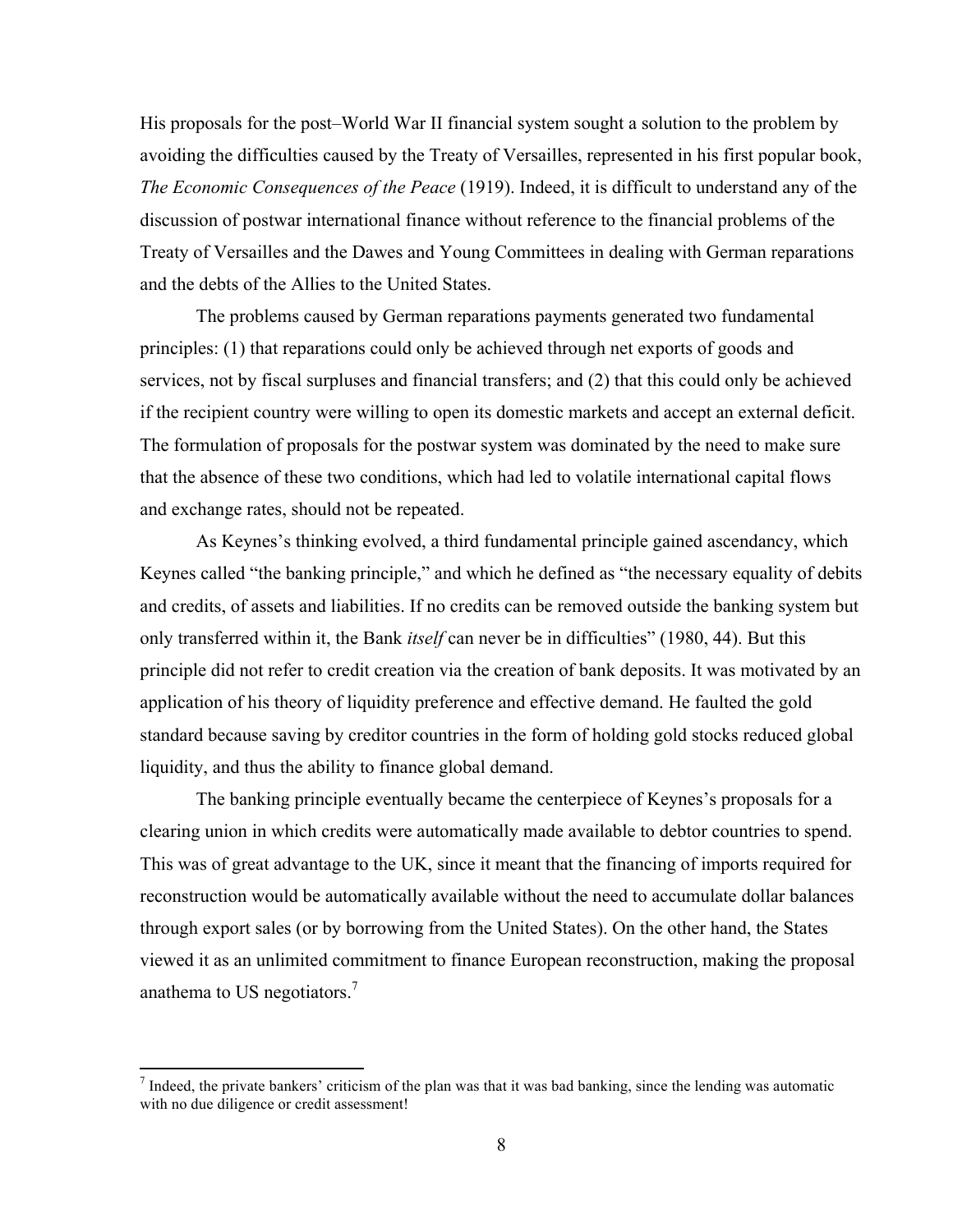His proposals for the post–World War II financial system sought a solution to the problem by avoiding the difficulties caused by the Treaty of Versailles, represented in his first popular book, *The Economic Consequences of the Peace* (1919). Indeed, it is difficult to understand any of the discussion of postwar international finance without reference to the financial problems of the Treaty of Versailles and the Dawes and Young Committees in dealing with German reparations and the debts of the Allies to the United States.

The problems caused by German reparations payments generated two fundamental principles: (1) that reparations could only be achieved through net exports of goods and services, not by fiscal surpluses and financial transfers; and (2) that this could only be achieved if the recipient country were willing to open its domestic markets and accept an external deficit. The formulation of proposals for the postwar system was dominated by the need to make sure that the absence of these two conditions, which had led to volatile international capital flows and exchange rates, should not be repeated.

As Keynes's thinking evolved, a third fundamental principle gained ascendancy, which Keynes called "the banking principle," and which he defined as "the necessary equality of debits and credits, of assets and liabilities. If no credits can be removed outside the banking system but only transferred within it, the Bank *itself* can never be in difficulties" (1980, 44). But this principle did not refer to credit creation via the creation of bank deposits. It was motivated by an application of his theory of liquidity preference and effective demand. He faulted the gold standard because saving by creditor countries in the form of holding gold stocks reduced global liquidity, and thus the ability to finance global demand.

The banking principle eventually became the centerpiece of Keynes's proposals for a clearing union in which credits were automatically made available to debtor countries to spend. This was of great advantage to the UK, since it meant that the financing of imports required for reconstruction would be automatically available without the need to accumulate dollar balances through export sales (or by borrowing from the United States). On the other hand, the States viewed it as an unlimited commitment to finance European reconstruction, making the proposal anathema to US negotiators.[7]

[7] Indeed, the private bankers' criticism of the plan was that it was bad banking, since the lending was automatic with no due diligence or credit assessment!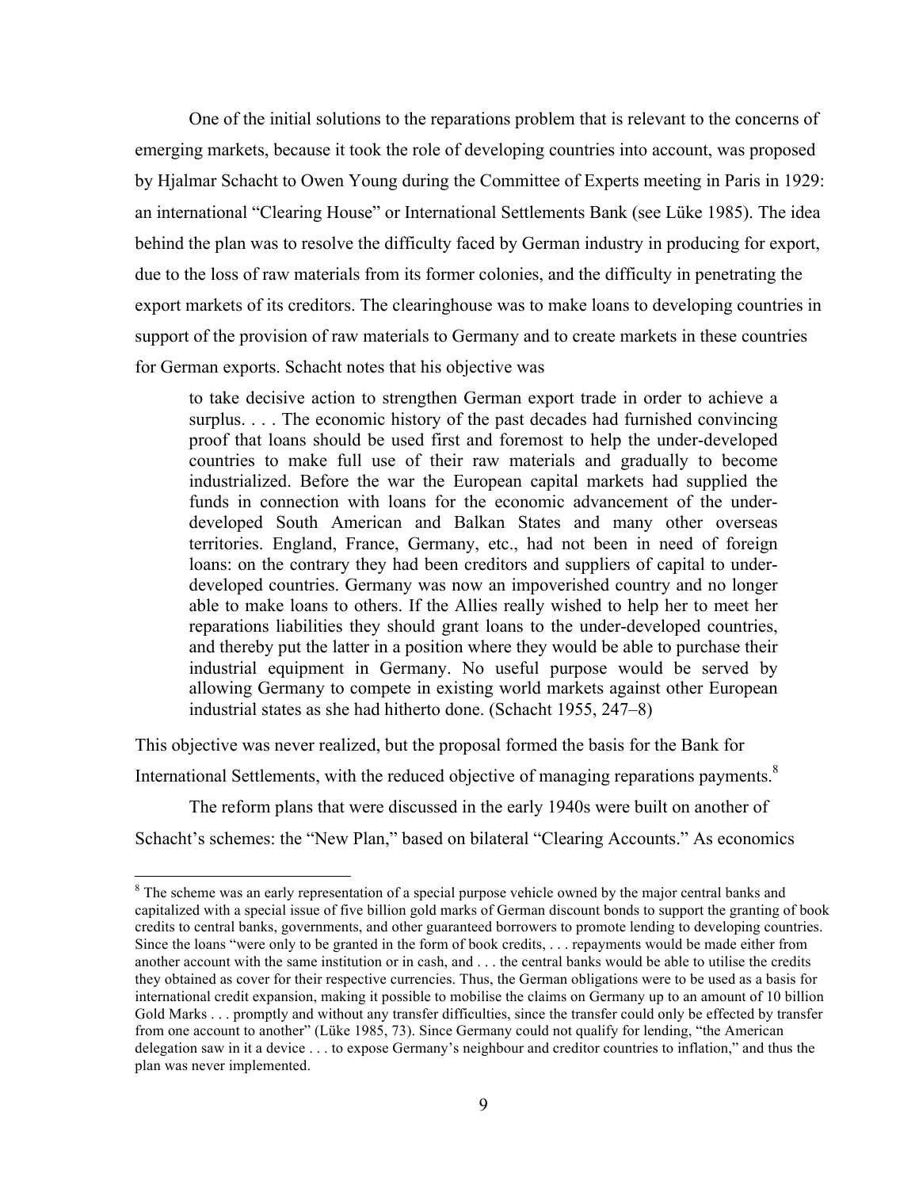One of the initial solutions to the reparations problem that is relevant to the concerns of emerging markets, because it took the role of developing countries into account, was proposed by Hjalmar Schacht to Owen Young during the Committee of Experts meeting in Paris in 1929: an international "Clearing House" or International Settlements Bank (see Lüke 1985). The idea behind the plan was to resolve the difficulty faced by German industry in producing for export, due to the loss of raw materials from its former colonies, and the difficulty in penetrating the export markets of its creditors. The clearinghouse was to make loans to developing countries in support of the provision of raw materials to Germany and to create markets in these countries for German exports. Schacht notes that his objective was

> to take decisive action to strengthen German export trade in order to achieve a surplus. . . . The economic history of the past decades had furnished convincing proof that loans should be used first and foremost to help the under-developed countries to make full use of their raw materials and gradually to become industrialized. Before the war the European capital markets had supplied the funds in connection with loans for the economic advancement of the under-developed South American and Balkan States and many other overseas territories. England, France, Germany, etc., had not been in need of foreign loans: on the contrary they had been creditors and suppliers of capital to under-developed countries. Germany was now an impoverished country and no longer able to make loans to others. If the Allies really wished to help her to meet her reparations liabilities they should grant loans to the under-developed countries, and thereby put the latter in a position where they would be able to purchase their industrial equipment in Germany. No useful purpose would be served by allowing Germany to compete in existing world markets against other European industrial states as she had hitherto done. (Schacht 1955, 247–8)

This objective was never realized, but the proposal formed the basis for the Bank for International Settlements, with the reduced objective of managing reparations payments.[8]

The reform plans that were discussed in the early 1940s were built on another of Schacht's schemes: the "New Plan," based on bilateral "Clearing Accounts." As economics

[8] The scheme was an early representation of a special purpose vehicle owned by the major central banks and capitalized with a special issue of five billion gold marks of German discount bonds to support the granting of book credits to central banks, governments, and other guaranteed borrowers to promote lending to developing countries. Since the loans "were only to be granted in the form of book credits, . . . repayments would be made either from another account with the same institution or in cash, and . . . the central banks would be able to utilise the credits they obtained as cover for their respective currencies. Thus, the German obligations were to be used as a basis for international credit expansion, making it possible to mobilise the claims on Germany up to an amount of 10 billion Gold Marks . . . promptly and without any transfer difficulties, since the transfer could only be effected by transfer from one account to another" (Lüke 1985, 73). Since Germany could not qualify for lending, "the American delegation saw in it a device . . . to expose Germany's neighbour and creditor countries to inflation," and thus the plan was never implemented.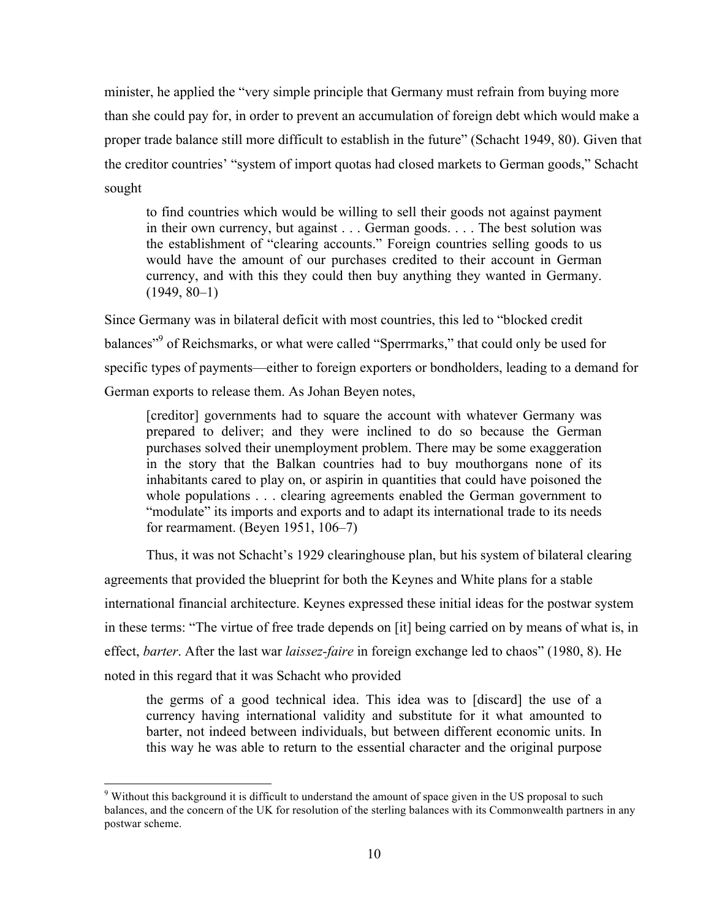minister, he applied the "very simple principle that Germany must refrain from buying more than she could pay for, in order to prevent an accumulation of foreign debt which would make a proper trade balance still more difficult to establish in the future" (Schacht 1949, 80). Given that the creditor countries' "system of import quotas had closed markets to German goods," Schacht sought

> to find countries which would be willing to sell their goods not against payment in their own currency, but against . . . German goods. . . . The best solution was the establishment of "clearing accounts." Foreign countries selling goods to us would have the amount of our purchases credited to their account in German currency, and with this they could then buy anything they wanted in Germany. (1949, 80–1)

Since Germany was in bilateral deficit with most countries, this led to "blocked credit balances"[9] of Reichsmarks, or what were called "Sperrmarks," that could only be used for specific types of payments—either to foreign exporters or bondholders, leading to a demand for German exports to release them. As Johan Beyen notes,

> [creditor] governments had to square the account with whatever Germany was prepared to deliver; and they were inclined to do so because the German purchases solved their unemployment problem. There may be some exaggeration in the story that the Balkan countries had to buy mouthorgans none of its inhabitants cared to play on, or aspirin in quantities that could have poisoned the whole populations . . . clearing agreements enabled the German government to "modulate" its imports and exports and to adapt its international trade to its needs for rearmament. (Beyen 1951, 106–7)

Thus, it was not Schacht's 1929 clearinghouse plan, but his system of bilateral clearing agreements that provided the blueprint for both the Keynes and White plans for a stable international financial architecture. Keynes expressed these initial ideas for the postwar system in these terms: "The virtue of free trade depends on [it] being carried on by means of what is, in effect, *barter*. After the last war *laissez-faire* in foreign exchange led to chaos" (1980, 8). He noted in this regard that it was Schacht who provided

> the germs of a good technical idea. This idea was to [discard] the use of a currency having international validity and substitute for it what amounted to barter, not indeed between individuals, but between different economic units. In this way he was able to return to the essential character and the original purpose

[9] Without this background it is difficult to understand the amount of space given in the US proposal to such balances, and the concern of the UK for resolution of the sterling balances with its Commonwealth partners in any postwar scheme.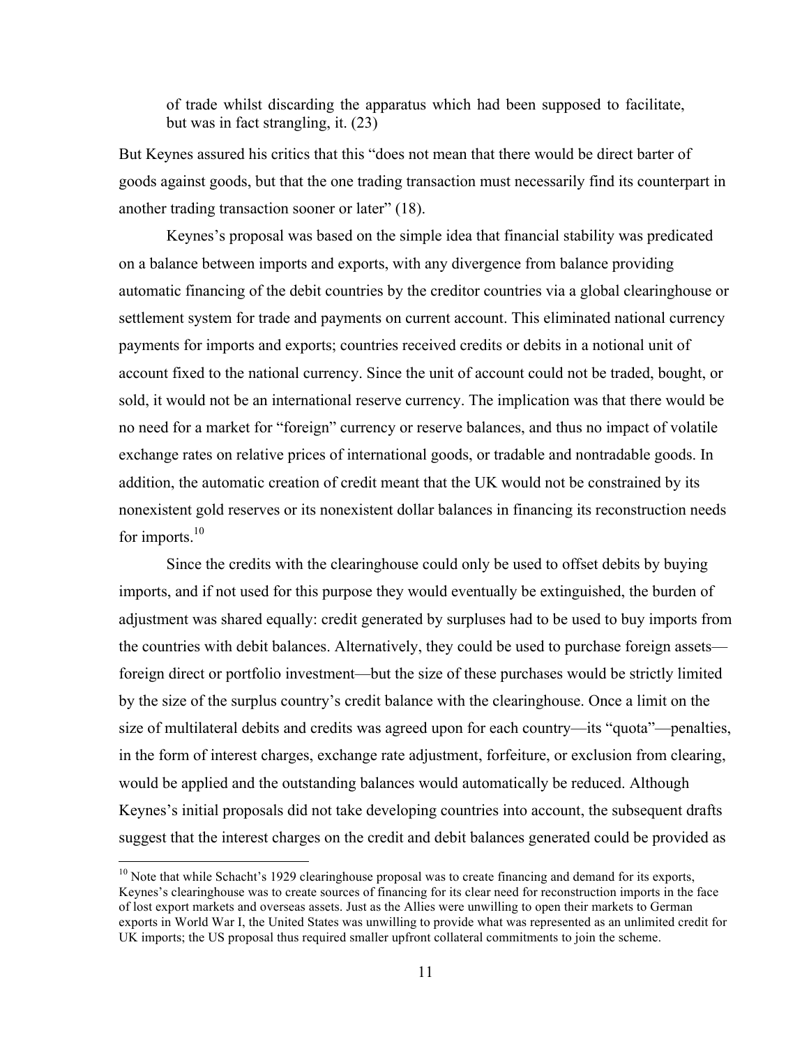> of trade whilst discarding the apparatus which had been supposed to facilitate, but was in fact strangling, it. (23)

But Keynes assured his critics that this "does not mean that there would be direct barter of goods against goods, but that the one trading transaction must necessarily find its counterpart in another trading transaction sooner or later" (18).

Keynes's proposal was based on the simple idea that financial stability was predicated on a balance between imports and exports, with any divergence from balance providing automatic financing of the debit countries by the creditor countries via a global clearinghouse or settlement system for trade and payments on current account. This eliminated national currency payments for imports and exports; countries received credits or debits in a notional unit of account fixed to the national currency. Since the unit of account could not be traded, bought, or sold, it would not be an international reserve currency. The implication was that there would be no need for a market for "foreign" currency or reserve balances, and thus no impact of volatile exchange rates on relative prices of international goods, or tradable and nontradable goods. In addition, the automatic creation of credit meant that the UK would not be constrained by its nonexistent gold reserves or its nonexistent dollar balances in financing its reconstruction needs for imports.[10]

Since the credits with the clearinghouse could only be used to offset debits by buying imports, and if not used for this purpose they would eventually be extinguished, the burden of adjustment was shared equally: credit generated by surpluses had to be used to buy imports from the countries with debit balances. Alternatively, they could be used to purchase foreign assets—foreign direct or portfolio investment—but the size of these purchases would be strictly limited by the size of the surplus country's credit balance with the clearinghouse. Once a limit on the size of multilateral debits and credits was agreed upon for each country—its "quota"—penalties, in the form of interest charges, exchange rate adjustment, forfeiture, or exclusion from clearing, would be applied and the outstanding balances would automatically be reduced. Although Keynes's initial proposals did not take developing countries into account, the subsequent drafts suggest that the interest charges on the credit and debit balances generated could be provided as

[10] Note that while Schacht's 1929 clearinghouse proposal was to create financing and demand for its exports, Keynes's clearinghouse was to create sources of financing for its clear need for reconstruction imports in the face of lost export markets and overseas assets. Just as the Allies were unwilling to open their markets to German exports in World War I, the United States was unwilling to provide what was represented as an unlimited credit for UK imports; the US proposal thus required smaller upfront collateral commitments to join the scheme.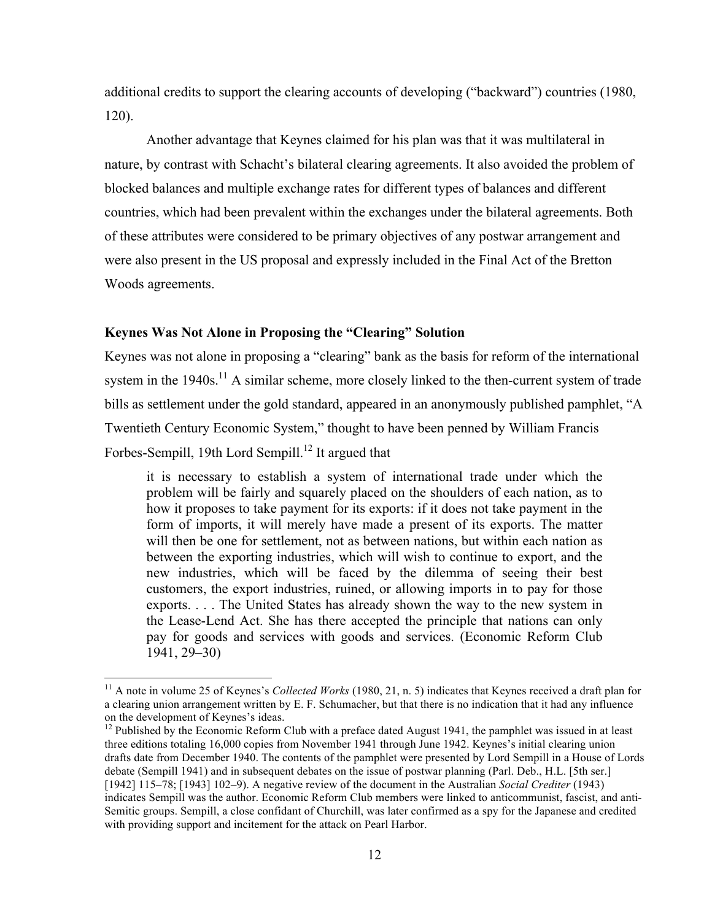additional credits to support the clearing accounts of developing ("backward") countries (1980, 120).

Another advantage that Keynes claimed for his plan was that it was multilateral in nature, by contrast with Schacht's bilateral clearing agreements. It also avoided the problem of blocked balances and multiple exchange rates for different types of balances and different countries, which had been prevalent within the exchanges under the bilateral agreements. Both of these attributes were considered to be primary objectives of any postwar arrangement and were also present in the US proposal and expressly included in the Final Act of the Bretton Woods agreements.

### Keynes Was Not Alone in Proposing the "Clearing" Solution

Keynes was not alone in proposing a "clearing" bank as the basis for reform of the international system in the 1940s.[11] A similar scheme, more closely linked to the then-current system of trade bills as settlement under the gold standard, appeared in an anonymously published pamphlet, "A Twentieth Century Economic System," thought to have been penned by William Francis Forbes-Sempill, 19th Lord Sempill.[12] It argued that

> it is necessary to establish a system of international trade under which the problem will be fairly and squarely placed on the shoulders of each nation, as to how it proposes to take payment for its exports: if it does not take payment in the form of imports, it will merely have made a present of its exports. The matter will then be one for settlement, not as between nations, but within each nation as between the exporting industries, which will wish to continue to export, and the new industries, which will be faced by the dilemma of seeing their best customers, the export industries, ruined, or allowing imports in to pay for those exports. . . . The United States has already shown the way to the new system in the Lease-Lend Act. She has there accepted the principle that nations can only pay for goods and services with goods and services. (Economic Reform Club 1941, 29–30)

---

[11] A note in volume 25 of Keynes's *Collected Works* (1980, 21, n. 5) indicates that Keynes received a draft plan for a clearing union arrangement written by E. F. Schumacher, but that there is no indication that it had any influence on the development of Keynes's ideas.

[12] Published by the Economic Reform Club with a preface dated August 1941, the pamphlet was issued in at least three editions totaling 16,000 copies from November 1941 through June 1942. Keynes's initial clearing union drafts date from December 1940. The contents of the pamphlet were presented by Lord Sempill in a House of Lords debate (Sempill 1941) and in subsequent debates on the issue of postwar planning (Parl. Deb., H.L. [5th ser.] [1942] 115–78; [1943] 102–9). A negative review of the document in the Australian *Social Crediter* (1943) indicates Sempill was the author. Economic Reform Club members were linked to anticommunist, fascist, and anti-Semitic groups. Sempill, a close confidant of Churchill, was later confirmed as a spy for the Japanese and credited with providing support and incitement for the attack on Pearl Harbor.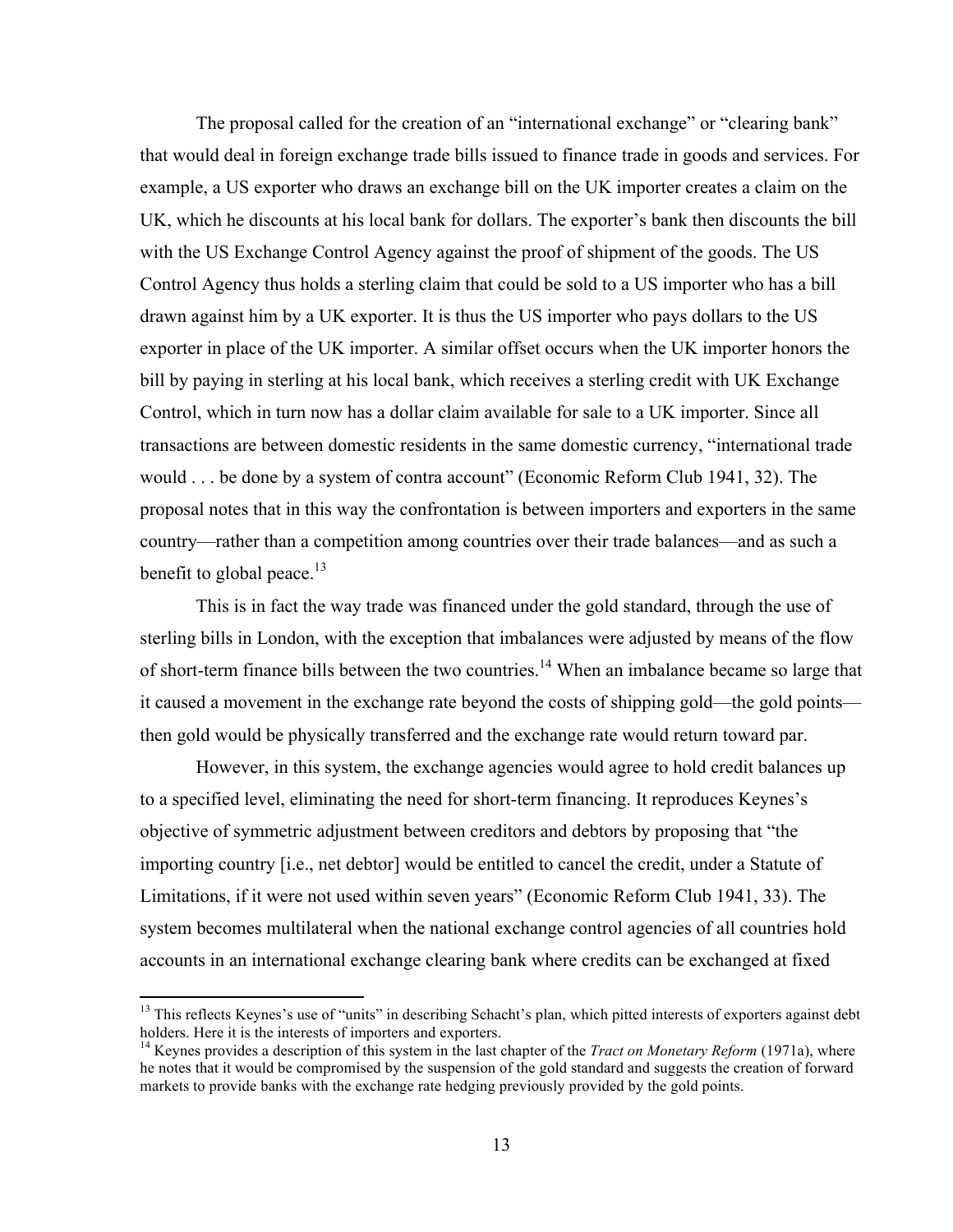The proposal called for the creation of an "international exchange" or "clearing bank" that would deal in foreign exchange trade bills issued to finance trade in goods and services. For example, a US exporter who draws an exchange bill on the UK importer creates a claim on the UK, which he discounts at his local bank for dollars. The exporter's bank then discounts the bill with the US Exchange Control Agency against the proof of shipment of the goods. The US Control Agency thus holds a sterling claim that could be sold to a US importer who has a bill drawn against him by a UK exporter. It is thus the US importer who pays dollars to the US exporter in place of the UK importer. A similar offset occurs when the UK importer honors the bill by paying in sterling at his local bank, which receives a sterling credit with UK Exchange Control, which in turn now has a dollar claim available for sale to a UK importer. Since all transactions are between domestic residents in the same domestic currency, "international trade would . . . be done by a system of contra account" (Economic Reform Club 1941, 32). The proposal notes that in this way the confrontation is between importers and exporters in the same country—rather than a competition among countries over their trade balances—and as such a benefit to global peace.[13]

This is in fact the way trade was financed under the gold standard, through the use of sterling bills in London, with the exception that imbalances were adjusted by means of the flow of short-term finance bills between the two countries.[14] When an imbalance became so large that it caused a movement in the exchange rate beyond the costs of shipping gold—the gold points—then gold would be physically transferred and the exchange rate would return toward par.

However, in this system, the exchange agencies would agree to hold credit balances up to a specified level, eliminating the need for short-term financing. It reproduces Keynes's objective of symmetric adjustment between creditors and debtors by proposing that "the importing country [i.e., net debtor] would be entitled to cancel the credit, under a Statute of Limitations, if it were not used within seven years" (Economic Reform Club 1941, 33). The system becomes multilateral when the national exchange control agencies of all countries hold accounts in an international exchange clearing bank where credits can be exchanged at fixed

[13] This reflects Keynes's use of "units" in describing Schacht's plan, which pitted interests of exporters against debt holders. Here it is the interests of importers and exporters.

[14] Keynes provides a description of this system in the last chapter of the *Tract on Monetary Reform* (1971a), where he notes that it would be compromised by the suspension of the gold standard and suggests the creation of forward markets to provide banks with the exchange rate hedging previously provided by the gold points.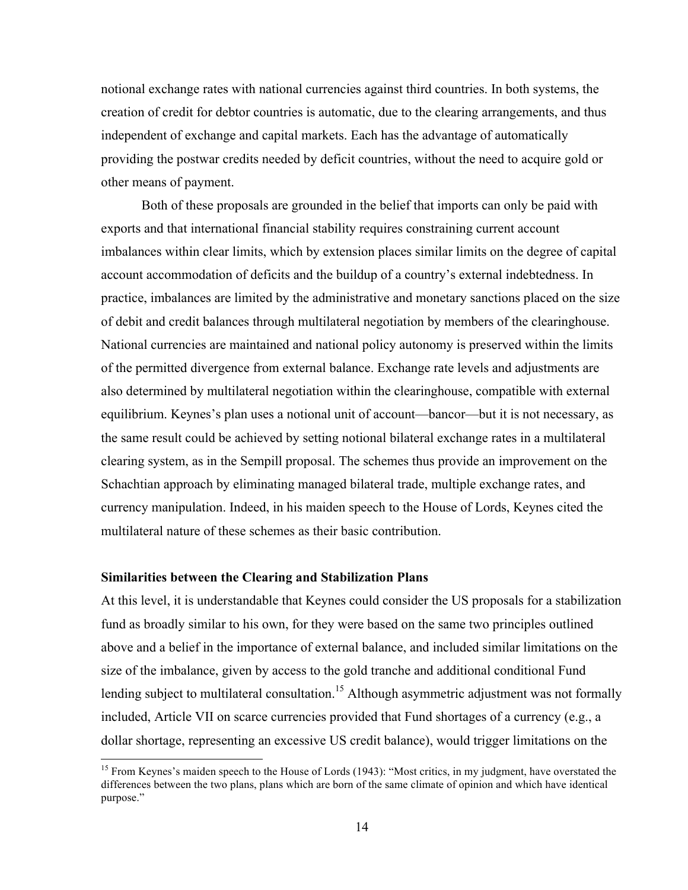notional exchange rates with national currencies against third countries. In both systems, the creation of credit for debtor countries is automatic, due to the clearing arrangements, and thus independent of exchange and capital markets. Each has the advantage of automatically providing the postwar credits needed by deficit countries, without the need to acquire gold or other means of payment.

Both of these proposals are grounded in the belief that imports can only be paid with exports and that international financial stability requires constraining current account imbalances within clear limits, which by extension places similar limits on the degree of capital account accommodation of deficits and the buildup of a country's external indebtedness. In practice, imbalances are limited by the administrative and monetary sanctions placed on the size of debit and credit balances through multilateral negotiation by members of the clearinghouse. National currencies are maintained and national policy autonomy is preserved within the limits of the permitted divergence from external balance. Exchange rate levels and adjustments are also determined by multilateral negotiation within the clearinghouse, compatible with external equilibrium. Keynes's plan uses a notional unit of account—bancor—but it is not necessary, as the same result could be achieved by setting notional bilateral exchange rates in a multilateral clearing system, as in the Sempill proposal. The schemes thus provide an improvement on the Schachtian approach by eliminating managed bilateral trade, multiple exchange rates, and currency manipulation. Indeed, in his maiden speech to the House of Lords, Keynes cited the multilateral nature of these schemes as their basic contribution.

### Similarities between the Clearing and Stabilization Plans

At this level, it is understandable that Keynes could consider the US proposals for a stabilization fund as broadly similar to his own, for they were based on the same two principles outlined above and a belief in the importance of external balance, and included similar limitations on the size of the imbalance, given by access to the gold tranche and additional conditional Fund lending subject to multilateral consultation.[15] Although asymmetric adjustment was not formally included, Article VII on scarce currencies provided that Fund shortages of a currency (e.g., a dollar shortage, representing an excessive US credit balance), would trigger limitations on the

[15] From Keynes's maiden speech to the House of Lords (1943): "Most critics, in my judgment, have overstated the differences between the two plans, plans which are born of the same climate of opinion and which have identical purpose."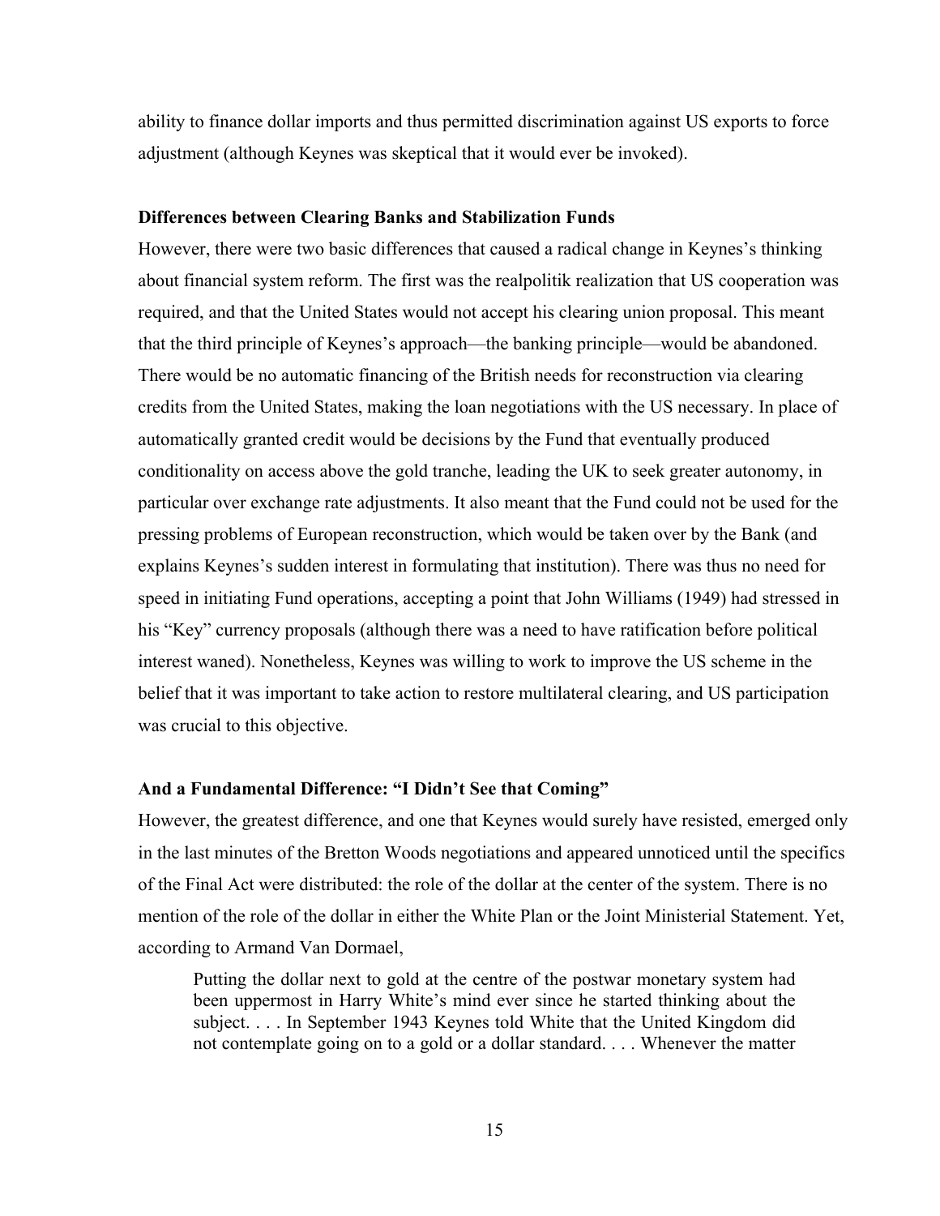ability to finance dollar imports and thus permitted discrimination against US exports to force adjustment (although Keynes was skeptical that it would ever be invoked).

### Differences between Clearing Banks and Stabilization Funds

However, there were two basic differences that caused a radical change in Keynes's thinking about financial system reform. The first was the realpolitik realization that US cooperation was required, and that the United States would not accept his clearing union proposal. This meant that the third principle of Keynes's approach—the banking principle—would be abandoned. There would be no automatic financing of the British needs for reconstruction via clearing credits from the United States, making the loan negotiations with the US necessary. In place of automatically granted credit would be decisions by the Fund that eventually produced conditionality on access above the gold tranche, leading the UK to seek greater autonomy, in particular over exchange rate adjustments. It also meant that the Fund could not be used for the pressing problems of European reconstruction, which would be taken over by the Bank (and explains Keynes's sudden interest in formulating that institution). There was thus no need for speed in initiating Fund operations, accepting a point that John Williams (1949) had stressed in his "Key" currency proposals (although there was a need to have ratification before political interest waned). Nonetheless, Keynes was willing to work to improve the US scheme in the belief that it was important to take action to restore multilateral clearing, and US participation was crucial to this objective.

### And a Fundamental Difference: "I Didn't See that Coming"

However, the greatest difference, and one that Keynes would surely have resisted, emerged only in the last minutes of the Bretton Woods negotiations and appeared unnoticed until the specifics of the Final Act were distributed: the role of the dollar at the center of the system. There is no mention of the role of the dollar in either the White Plan or the Joint Ministerial Statement. Yet, according to Armand Van Dormael,

> Putting the dollar next to gold at the centre of the postwar monetary system had been uppermost in Harry White's mind ever since he started thinking about the subject. . . . In September 1943 Keynes told White that the United Kingdom did not contemplate going on to a gold or a dollar standard. . . . Whenever the matter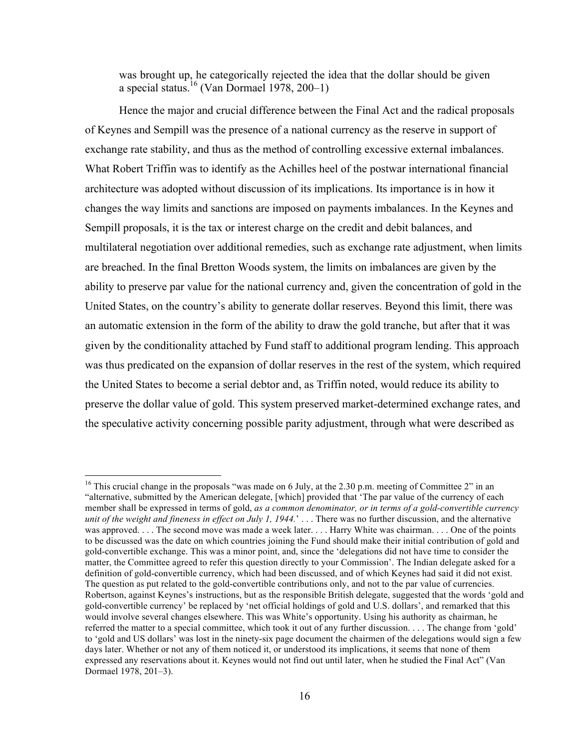was brought up, he categorically rejected the idea that the dollar should be given a special status.[16] (Van Dormael 1978, 200–1)

Hence the major and crucial difference between the Final Act and the radical proposals of Keynes and Sempill was the presence of a national currency as the reserve in support of exchange rate stability, and thus as the method of controlling excessive external imbalances. What Robert Triffin was to identify as the Achilles heel of the postwar international financial architecture was adopted without discussion of its implications. Its importance is in how it changes the way limits and sanctions are imposed on payments imbalances. In the Keynes and Sempill proposals, it is the tax or interest charge on the credit and debit balances, and multilateral negotiation over additional remedies, such as exchange rate adjustment, when limits are breached. In the final Bretton Woods system, the limits on imbalances are given by the ability to preserve par value for the national currency and, given the concentration of gold in the United States, on the country's ability to generate dollar reserves. Beyond this limit, there was an automatic extension in the form of the ability to draw the gold tranche, but after that it was given by the conditionality attached by Fund staff to additional program lending. This approach was thus predicated on the expansion of dollar reserves in the rest of the system, which required the United States to become a serial debtor and, as Triffin noted, would reduce its ability to preserve the dollar value of gold. This system preserved market-determined exchange rates, and the speculative activity concerning possible parity adjustment, through what were described as

---

[16] This crucial change in the proposals "was made on 6 July, at the 2.30 p.m. meeting of Committee 2" in an "alternative, submitted by the American delegate, [which] provided that 'The par value of the currency of each member shall be expressed in terms of gold, *as a common denominator, or in terms of a gold-convertible currency unit of the weight and fineness in effect on July 1, 1944.*' . . . There was no further discussion, and the alternative was approved. . . . The second move was made a week later. . . . Harry White was chairman. . . . One of the points to be discussed was the date on which countries joining the Fund should make their initial contribution of gold and gold-convertible exchange. This was a minor point, and, since the 'delegations did not have time to consider the matter, the Committee agreed to refer this question directly to your Commission'. The Indian delegate asked for a definition of gold-convertible currency, which had been discussed, and of which Keynes had said it did not exist. The question as put related to the gold-convertible contributions only, and not to the par value of currencies. Robertson, against Keynes's instructions, but as the responsible British delegate, suggested that the words 'gold and gold-convertible currency' be replaced by 'net official holdings of gold and U.S. dollars', and remarked that this would involve several changes elsewhere. This was White's opportunity. Using his authority as chairman, he referred the matter to a special committee, which took it out of any further discussion. . . . The change from 'gold' to 'gold and US dollars' was lost in the ninety-six page document the chairmen of the delegations would sign a few days later. Whether or not any of them noticed it, or understood its implications, it seems that none of them expressed any reservations about it. Keynes would not find out until later, when he studied the Final Act" (Van Dormael 1978, 201–3).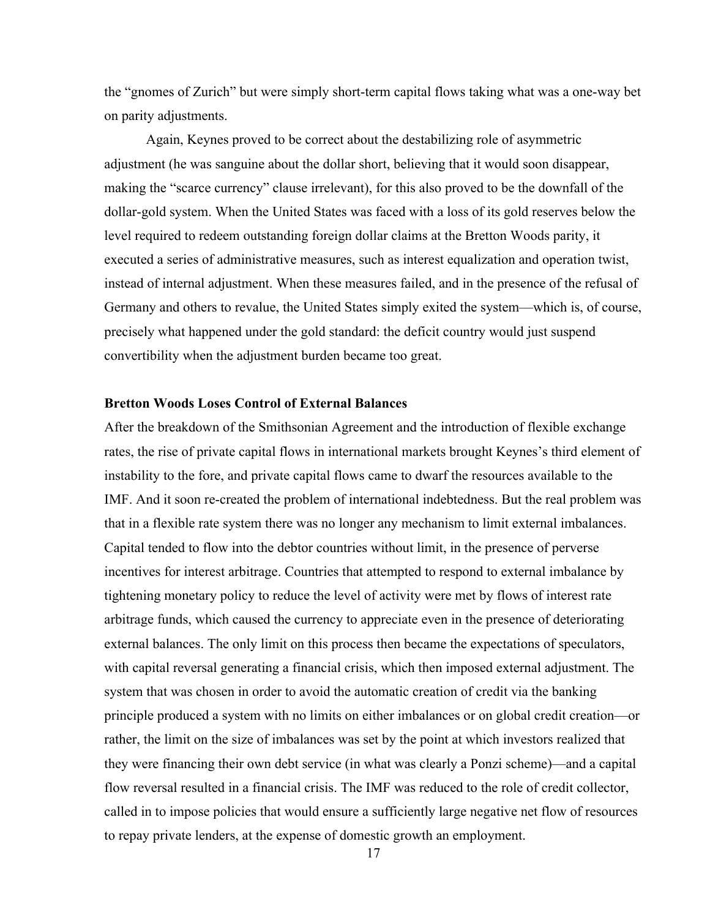the "gnomes of Zurich" but were simply short-term capital flows taking what was a one-way bet on parity adjustments.

Again, Keynes proved to be correct about the destabilizing role of asymmetric adjustment (he was sanguine about the dollar short, believing that it would soon disappear, making the "scarce currency" clause irrelevant), for this also proved to be the downfall of the dollar-gold system. When the United States was faced with a loss of its gold reserves below the level required to redeem outstanding foreign dollar claims at the Bretton Woods parity, it executed a series of administrative measures, such as interest equalization and operation twist, instead of internal adjustment. When these measures failed, and in the presence of the refusal of Germany and others to revalue, the United States simply exited the system—which is, of course, precisely what happened under the gold standard: the deficit country would just suspend convertibility when the adjustment burden became too great.

### Bretton Woods Loses Control of External Balances

After the breakdown of the Smithsonian Agreement and the introduction of flexible exchange rates, the rise of private capital flows in international markets brought Keynes's third element of instability to the fore, and private capital flows came to dwarf the resources available to the IMF. And it soon re-created the problem of international indebtedness. But the real problem was that in a flexible rate system there was no longer any mechanism to limit external imbalances. Capital tended to flow into the debtor countries without limit, in the presence of perverse incentives for interest arbitrage. Countries that attempted to respond to external imbalance by tightening monetary policy to reduce the level of activity were met by flows of interest rate arbitrage funds, which caused the currency to appreciate even in the presence of deteriorating external balances. The only limit on this process then became the expectations of speculators, with capital reversal generating a financial crisis, which then imposed external adjustment. The system that was chosen in order to avoid the automatic creation of credit via the banking principle produced a system with no limits on either imbalances or on global credit creation—or rather, the limit on the size of imbalances was set by the point at which investors realized that they were financing their own debt service (in what was clearly a Ponzi scheme)—and a capital flow reversal resulted in a financial crisis. The IMF was reduced to the role of credit collector, called in to impose policies that would ensure a sufficiently large negative net flow of resources to repay private lenders, at the expense of domestic growth an employment.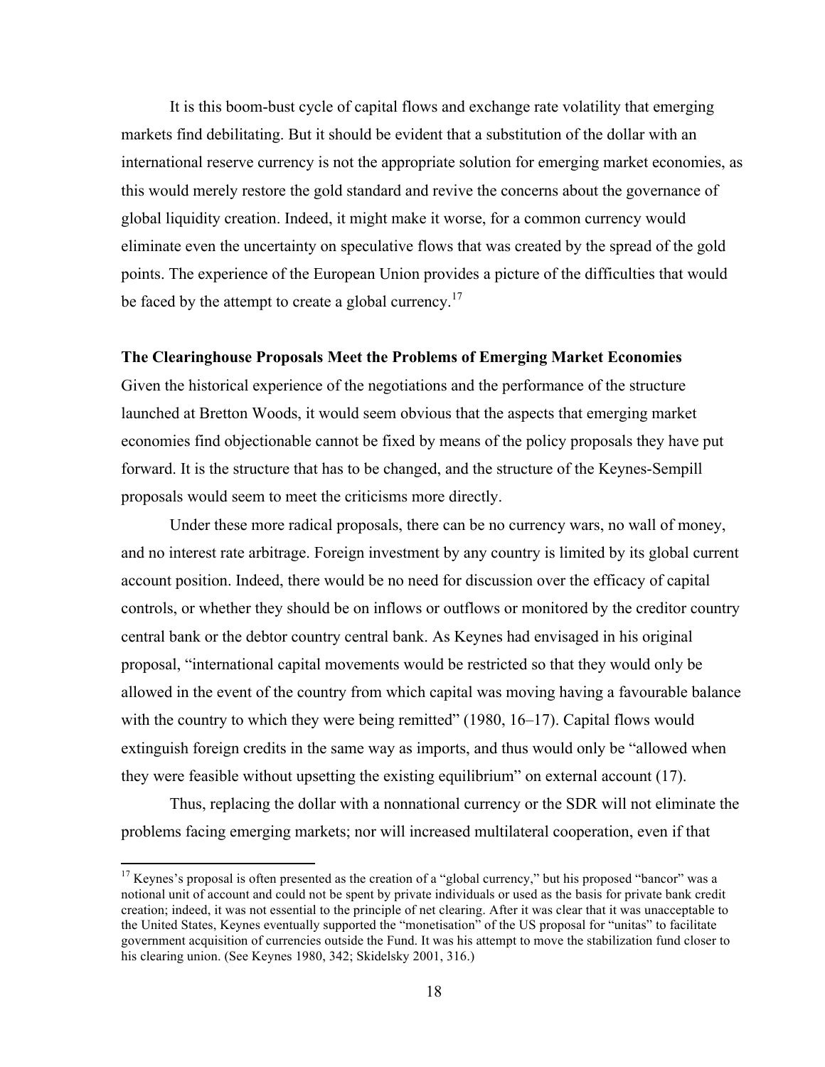It is this boom-bust cycle of capital flows and exchange rate volatility that emerging markets find debilitating. But it should be evident that a substitution of the dollar with an international reserve currency is not the appropriate solution for emerging market economies, as this would merely restore the gold standard and revive the concerns about the governance of global liquidity creation. Indeed, it might make it worse, for a common currency would eliminate even the uncertainty on speculative flows that was created by the spread of the gold points. The experience of the European Union provides a picture of the difficulties that would be faced by the attempt to create a global currency.[17]

**The Clearinghouse Proposals Meet the Problems of Emerging Market Economies**

Given the historical experience of the negotiations and the performance of the structure launched at Bretton Woods, it would seem obvious that the aspects that emerging market economies find objectionable cannot be fixed by means of the policy proposals they have put forward. It is the structure that has to be changed, and the structure of the Keynes-Sempill proposals would seem to meet the criticisms more directly.

Under these more radical proposals, there can be no currency wars, no wall of money, and no interest rate arbitrage. Foreign investment by any country is limited by its global current account position. Indeed, there would be no need for discussion over the efficacy of capital controls, or whether they should be on inflows or outflows or monitored by the creditor country central bank or the debtor country central bank. As Keynes had envisaged in his original proposal, "international capital movements would be restricted so that they would only be allowed in the event of the country from which capital was moving having a favourable balance with the country to which they were being remitted" (1980, 16–17). Capital flows would extinguish foreign credits in the same way as imports, and thus would only be "allowed when they were feasible without upsetting the existing equilibrium" on external account (17).

Thus, replacing the dollar with a nonnational currency or the SDR will not eliminate the problems facing emerging markets; nor will increased multilateral cooperation, even if that

[17] Keynes's proposal is often presented as the creation of a "global currency," but his proposed "bancor" was a notional unit of account and could not be spent by private individuals or used as the basis for private bank credit creation; indeed, it was not essential to the principle of net clearing. After it was clear that it was unacceptable to the United States, Keynes eventually supported the "monetisation" of the US proposal for "unitas" to facilitate government acquisition of currencies outside the Fund. It was his attempt to move the stabilization fund closer to his clearing union. (See Keynes 1980, 342; Skidelsky 2001, 316.)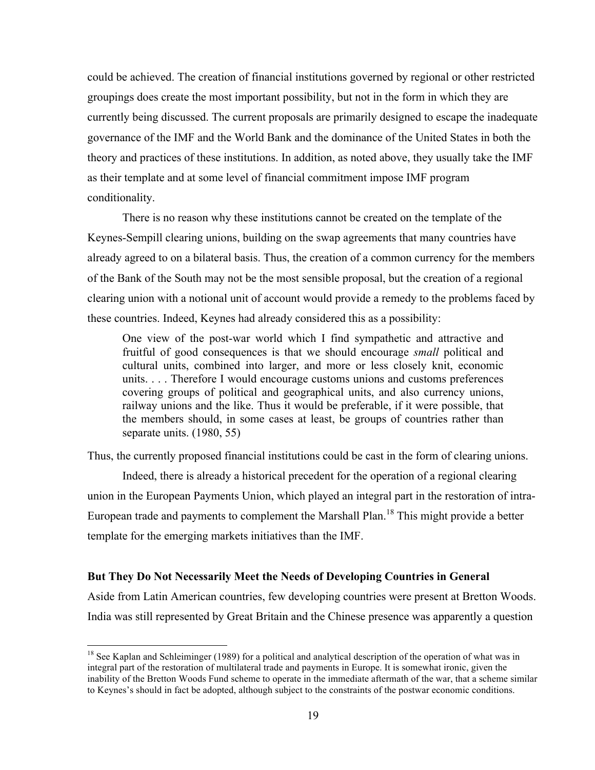could be achieved. The creation of financial institutions governed by regional or other restricted groupings does create the most important possibility, but not in the form in which they are currently being discussed. The current proposals are primarily designed to escape the inadequate governance of the IMF and the World Bank and the dominance of the United States in both the theory and practices of these institutions. In addition, as noted above, they usually take the IMF as their template and at some level of financial commitment impose IMF program conditionality.

There is no reason why these institutions cannot be created on the template of the Keynes-Sempill clearing unions, building on the swap agreements that many countries have already agreed to on a bilateral basis. Thus, the creation of a common currency for the members of the Bank of the South may not be the most sensible proposal, but the creation of a regional clearing union with a notional unit of account would provide a remedy to the problems faced by these countries. Indeed, Keynes had already considered this as a possibility:

> One view of the post-war world which I find sympathetic and attractive and fruitful of good consequences is that we should encourage *small* political and cultural units, combined into larger, and more or less closely knit, economic units. . . . Therefore I would encourage customs unions and customs preferences covering groups of political and geographical units, and also currency unions, railway unions and the like. Thus it would be preferable, if it were possible, that the members should, in some cases at least, be groups of countries rather than separate units. (1980, 55)

Thus, the currently proposed financial institutions could be cast in the form of clearing unions.

Indeed, there is already a historical precedent for the operation of a regional clearing union in the European Payments Union, which played an integral part in the restoration of intra-European trade and payments to complement the Marshall Plan.[18] This might provide a better template for the emerging markets initiatives than the IMF.

### But They Do Not Necessarily Meet the Needs of Developing Countries in General

Aside from Latin American countries, few developing countries were present at Bretton Woods. India was still represented by Great Britain and the Chinese presence was apparently a question

[18] See Kaplan and Schleiminger (1989) for a political and analytical description of the operation of what was in integral part of the restoration of multilateral trade and payments in Europe. It is somewhat ironic, given the inability of the Bretton Woods Fund scheme to operate in the immediate aftermath of the war, that a scheme similar to Keynes's should in fact be adopted, although subject to the constraints of the postwar economic conditions.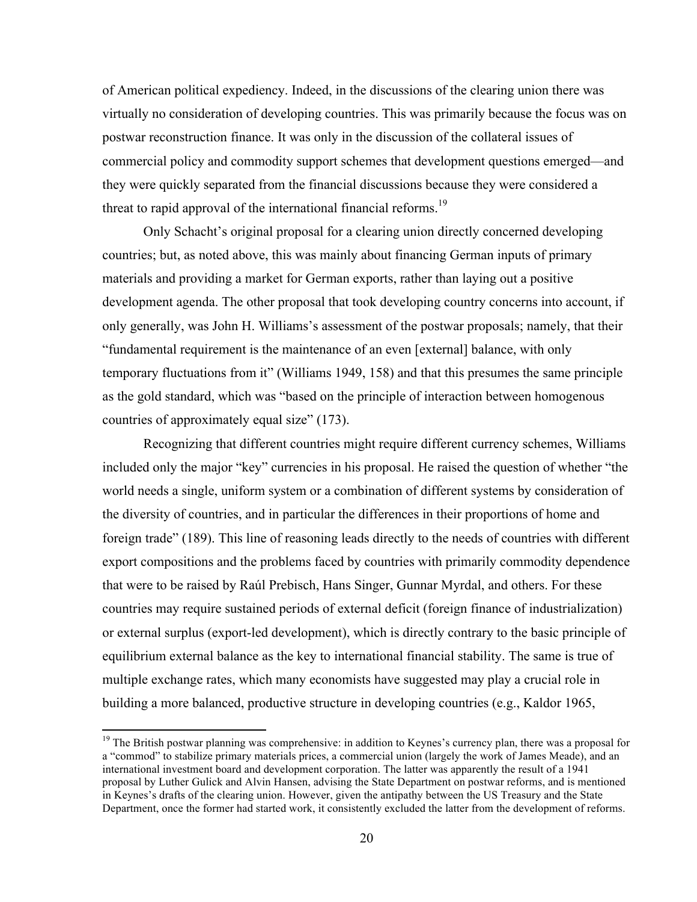of American political expediency. Indeed, in the discussions of the clearing union there was virtually no consideration of developing countries. This was primarily because the focus was on postwar reconstruction finance. It was only in the discussion of the collateral issues of commercial policy and commodity support schemes that development questions emerged—and they were quickly separated from the financial discussions because they were considered a threat to rapid approval of the international financial reforms.[19]

Only Schacht's original proposal for a clearing union directly concerned developing countries; but, as noted above, this was mainly about financing German inputs of primary materials and providing a market for German exports, rather than laying out a positive development agenda. The other proposal that took developing country concerns into account, if only generally, was John H. Williams's assessment of the postwar proposals; namely, that their "fundamental requirement is the maintenance of an even [external] balance, with only temporary fluctuations from it" (Williams 1949, 158) and that this presumes the same principle as the gold standard, which was "based on the principle of interaction between homogenous countries of approximately equal size" (173).

Recognizing that different countries might require different currency schemes, Williams included only the major "key" currencies in his proposal. He raised the question of whether "the world needs a single, uniform system or a combination of different systems by consideration of the diversity of countries, and in particular the differences in their proportions of home and foreign trade" (189). This line of reasoning leads directly to the needs of countries with different export compositions and the problems faced by countries with primarily commodity dependence that were to be raised by Raúl Prebisch, Hans Singer, Gunnar Myrdal, and others. For these countries may require sustained periods of external deficit (foreign finance of industrialization) or external surplus (export-led development), which is directly contrary to the basic principle of equilibrium external balance as the key to international financial stability. The same is true of multiple exchange rates, which many economists have suggested may play a crucial role in building a more balanced, productive structure in developing countries (e.g., Kaldor 1965,

[19] The British postwar planning was comprehensive: in addition to Keynes's currency plan, there was a proposal for a "commod" to stabilize primary materials prices, a commercial union (largely the work of James Meade), and an international investment board and development corporation. The latter was apparently the result of a 1941 proposal by Luther Gulick and Alvin Hansen, advising the State Department on postwar reforms, and is mentioned in Keynes's drafts of the clearing union. However, given the antipathy between the US Treasury and the State Department, once the former had started work, it consistently excluded the latter from the development of reforms.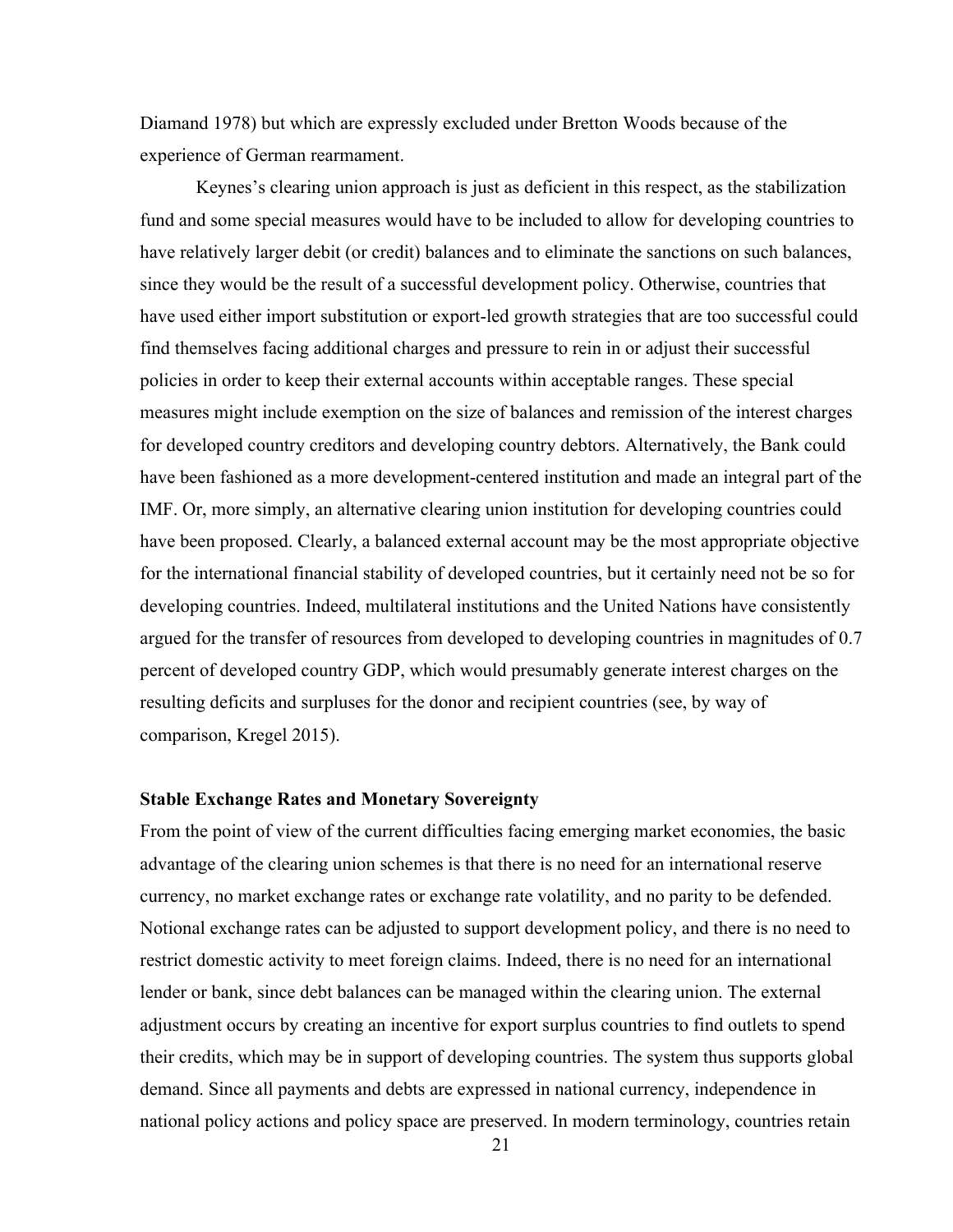Diamand 1978) but which are expressly excluded under Bretton Woods because of the experience of German rearmament.

Keynes's clearing union approach is just as deficient in this respect, as the stabilization fund and some special measures would have to be included to allow for developing countries to have relatively larger debit (or credit) balances and to eliminate the sanctions on such balances, since they would be the result of a successful development policy. Otherwise, countries that have used either import substitution or export-led growth strategies that are too successful could find themselves facing additional charges and pressure to rein in or adjust their successful policies in order to keep their external accounts within acceptable ranges. These special measures might include exemption on the size of balances and remission of the interest charges for developed country creditors and developing country debtors. Alternatively, the Bank could have been fashioned as a more development-centered institution and made an integral part of the IMF. Or, more simply, an alternative clearing union institution for developing countries could have been proposed. Clearly, a balanced external account may be the most appropriate objective for the international financial stability of developed countries, but it certainly need not be so for developing countries. Indeed, multilateral institutions and the United Nations have consistently argued for the transfer of resources from developed to developing countries in magnitudes of 0.7 percent of developed country GDP, which would presumably generate interest charges on the resulting deficits and surpluses for the donor and recipient countries (see, by way of comparison, Kregel 2015).

**Stable Exchange Rates and Monetary Sovereignty**

From the point of view of the current difficulties facing emerging market economies, the basic advantage of the clearing union schemes is that there is no need for an international reserve currency, no market exchange rates or exchange rate volatility, and no parity to be defended. Notional exchange rates can be adjusted to support development policy, and there is no need to restrict domestic activity to meet foreign claims. Indeed, there is no need for an international lender or bank, since debt balances can be managed within the clearing union. The external adjustment occurs by creating an incentive for export surplus countries to find outlets to spend their credits, which may be in support of developing countries. The system thus supports global demand. Since all payments and debts are expressed in national currency, independence in national policy actions and policy space are preserved. In modern terminology, countries retain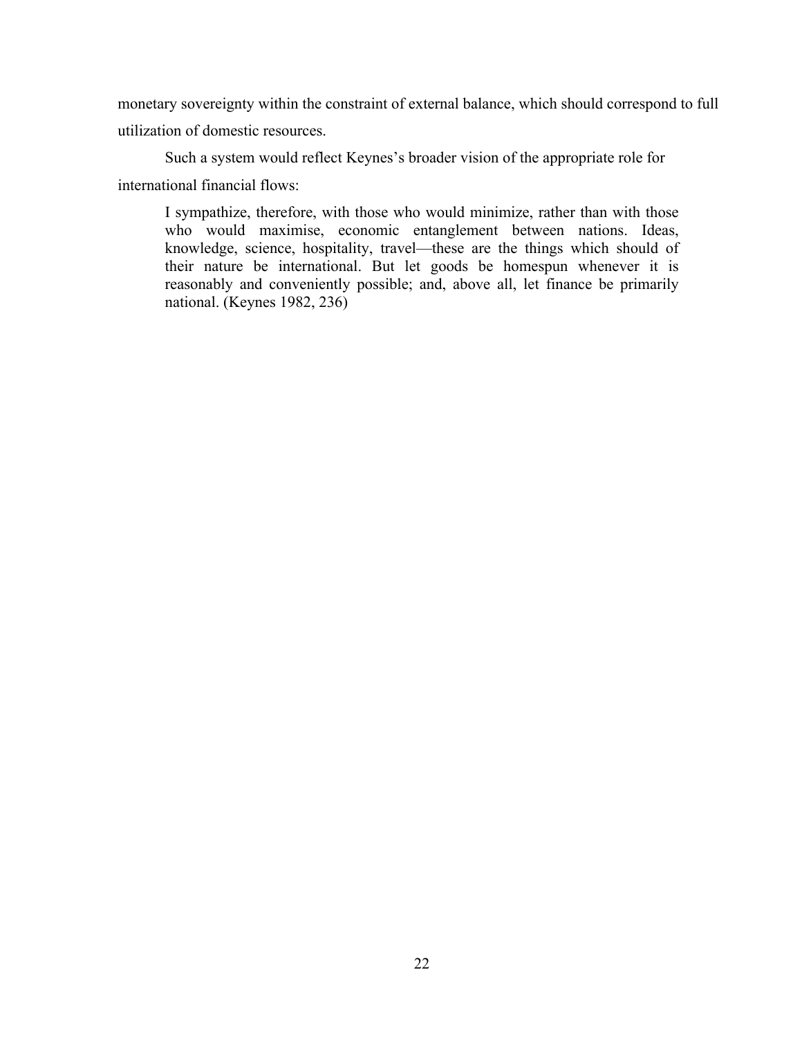monetary sovereignty within the constraint of external balance, which should correspond to full utilization of domestic resources.

Such a system would reflect Keynes's broader vision of the appropriate role for international financial flows:

> I sympathize, therefore, with those who would minimize, rather than with those who would maximise, economic entanglement between nations. Ideas, knowledge, science, hospitality, travel—these are the things which should of their nature be international. But let goods be homespun whenever it is reasonably and conveniently possible; and, above all, let finance be primarily national. (Keynes 1982, 236)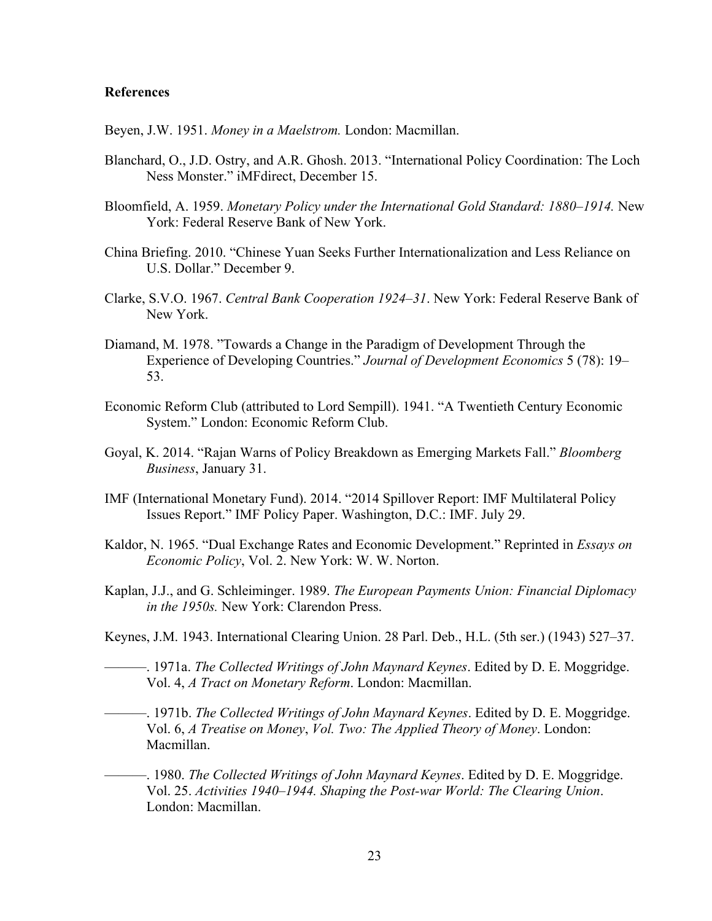## References

Beyen, J.W. 1951. *Money in a Maelstrom.* London: Macmillan.

Blanchard, O., J.D. Ostry, and A.R. Ghosh. 2013. "International Policy Coordination: The Loch Ness Monster." iMFdirect, December 15.

Bloomfield, A. 1959. *Monetary Policy under the International Gold Standard: 1880–1914.* New York: Federal Reserve Bank of New York.

China Briefing. 2010. "Chinese Yuan Seeks Further Internationalization and Less Reliance on U.S. Dollar." December 9.

Clarke, S.V.O. 1967. *Central Bank Cooperation 1924–31*. New York: Federal Reserve Bank of New York.

Diamand, M. 1978. "Towards a Change in the Paradigm of Development Through the Experience of Developing Countries." *Journal of Development Economics* 5 (78): 19–53.

Economic Reform Club (attributed to Lord Sempill). 1941. "A Twentieth Century Economic System." London: Economic Reform Club.

Goyal, K. 2014. "Rajan Warns of Policy Breakdown as Emerging Markets Fall." *Bloomberg Business*, January 31.

IMF (International Monetary Fund). 2014. "2014 Spillover Report: IMF Multilateral Policy Issues Report." IMF Policy Paper. Washington, D.C.: IMF. July 29.

Kaldor, N. 1965. "Dual Exchange Rates and Economic Development." Reprinted in *Essays on Economic Policy*, Vol. 2. New York: W. W. Norton.

Kaplan, J.J., and G. Schleiminger. 1989. *The European Payments Union: Financial Diplomacy in the 1950s.* New York: Clarendon Press.

Keynes, J.M. 1943. International Clearing Union. 28 Parl. Deb., H.L. (5th ser.) (1943) 527–37.

———. 1971a. *The Collected Writings of John Maynard Keynes*. Edited by D. E. Moggridge. Vol. 4, *A Tract on Monetary Reform*. London: Macmillan.

———. 1971b. *The Collected Writings of John Maynard Keynes*. Edited by D. E. Moggridge. Vol. 6, *A Treatise on Money*, *Vol. Two: The Applied Theory of Money*. London: Macmillan.

———. 1980. *The Collected Writings of John Maynard Keynes*. Edited by D. E. Moggridge. Vol. 25. *Activities 1940–1944. Shaping the Post-war World: The Clearing Union*. London: Macmillan.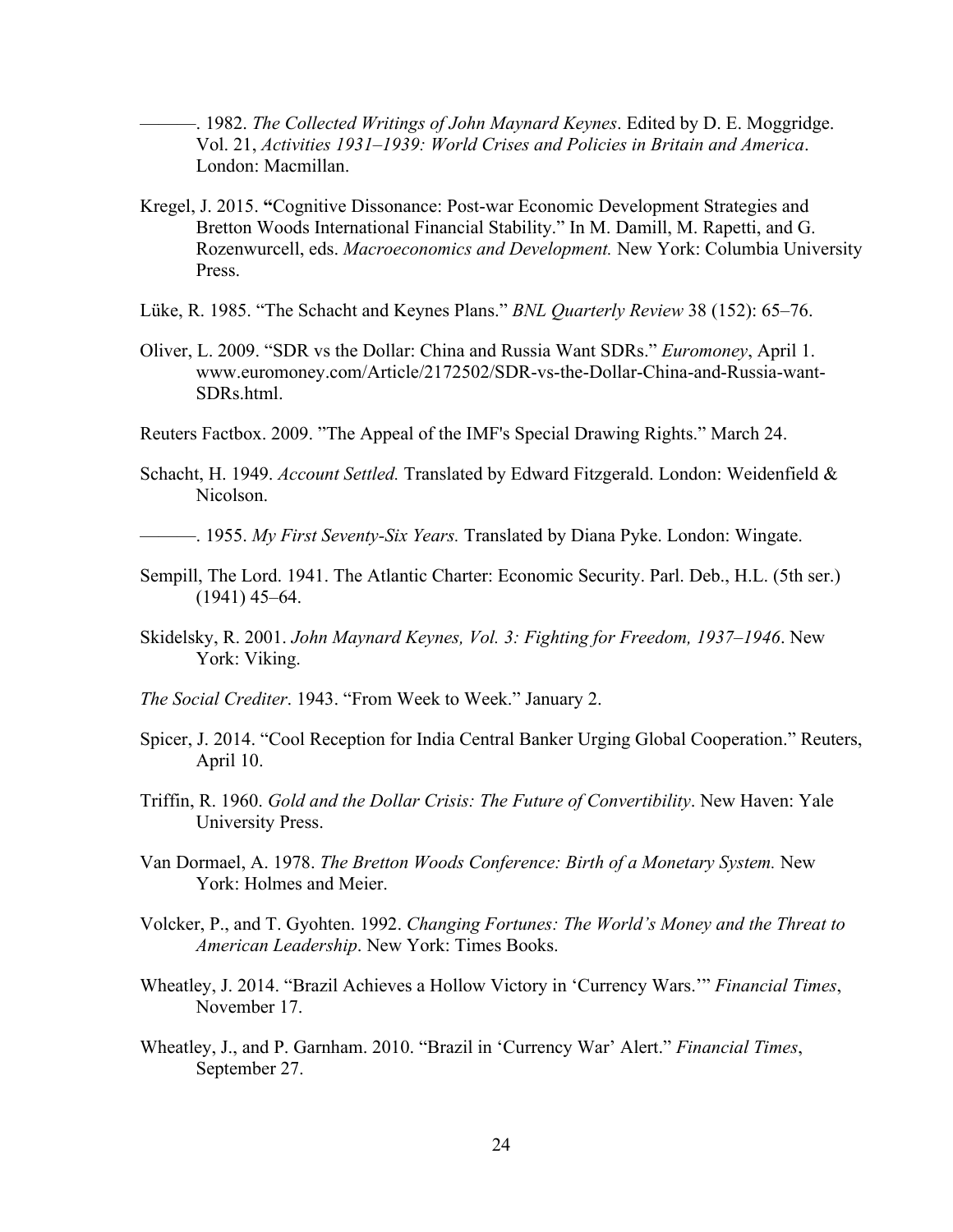———. 1982. *The Collected Writings of John Maynard Keynes*. Edited by D. E. Moggridge. Vol. 21, *Activities 1931–1939: World Crises and Policies in Britain and America*. London: Macmillan.

Kregel, J. 2015. **“**Cognitive Dissonance: Post-war Economic Development Strategies and Bretton Woods International Financial Stability.” In M. Damill, M. Rapetti, and G. Rozenwurcell, eds. *Macroeconomics and Development.* New York: Columbia University Press.

Lüke, R. 1985. “The Schacht and Keynes Plans.” *BNL Quarterly Review* 38 (152): 65–76.

Oliver, L. 2009. “SDR vs the Dollar: China and Russia Want SDRs.” *Euromoney*, April 1. www.euromoney.com/Article/2172502/SDR-vs-the-Dollar-China-and-Russia-want-SDRs.html.

Reuters Factbox. 2009. ”The Appeal of the IMF's Special Drawing Rights.” March 24.

Schacht, H. 1949. *Account Settled.* Translated by Edward Fitzgerald. London: Weidenfield & Nicolson.

———. 1955. *My First Seventy-Six Years.* Translated by Diana Pyke. London: Wingate.

Sempill, The Lord. 1941. The Atlantic Charter: Economic Security. Parl. Deb., H.L. (5th ser.) (1941) 45–64.

Skidelsky, R. 2001. *John Maynard Keynes, Vol. 3: Fighting for Freedom, 1937–1946*. New York: Viking.

*The Social Crediter*. 1943. “From Week to Week.” January 2.

Spicer, J. 2014. “Cool Reception for India Central Banker Urging Global Cooperation.” Reuters, April 10.

Triffin, R. 1960. *Gold and the Dollar Crisis: The Future of Convertibility*. New Haven: Yale University Press.

Van Dormael, A. 1978. *The Bretton Woods Conference: Birth of a Monetary System.* New York: Holmes and Meier.

Volcker, P., and T. Gyohten. 1992. *Changing Fortunes: The World’s Money and the Threat to American Leadership*. New York: Times Books.

Wheatley, J. 2014. “Brazil Achieves a Hollow Victory in ‘Currency Wars.’” *Financial Times*, November 17.

Wheatley, J., and P. Garnham. 2010. “Brazil in ‘Currency War’ Alert.” *Financial Times*, September 27.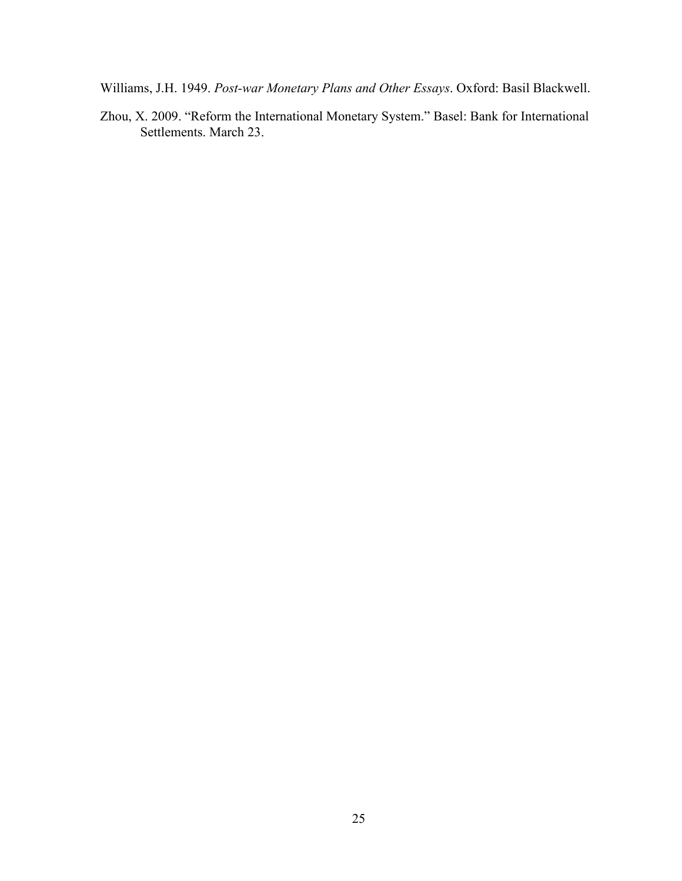Williams, J.H. 1949. *Post-war Monetary Plans and Other Essays*. Oxford: Basil Blackwell.

Zhou, X. 2009. "Reform the International Monetary System." Basel: Bank for International Settlements. March 23.